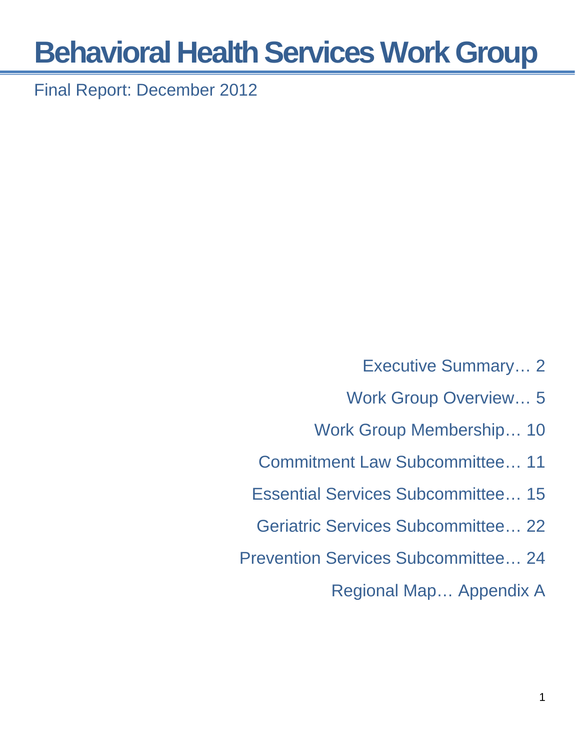# Behavioral Health Services Work Group

Final Report: December 2012

Executive Summary… 2

Work Group Overview… 5

Work Group Membership… 10

Commitment Law Subcommittee… 11

Essential Services Subcommittee… 15

Geriatric Services Subcommittee… 22

Prevention Services Subcommittee… 24

Regional Map… Appendix A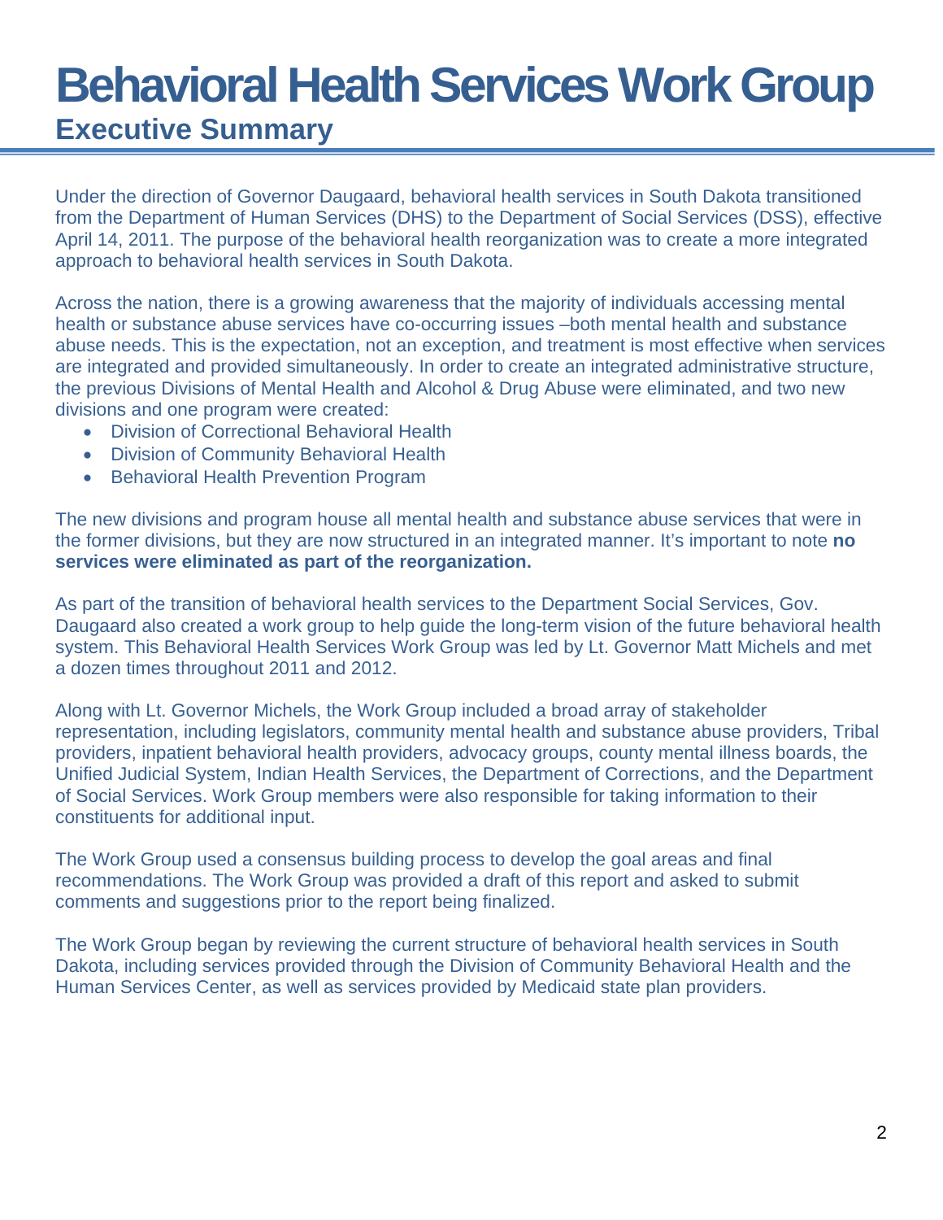# Behavioral Health Services Work Group

## Executive Summary

Under the direction of Governor Daugaard, behavioral health services in South Dakota transitioned from the Department of Human Services (DHS) to the Department of Social Services (DSS), effective April 14, 2011. The purpose of the behavioral health reorganization was to create a more integrated approach to behavioral health services in South Dakota.

Across the nation, there is a growing awareness that the majority of individuals accessing mental health or substance abuse services have co-occurring issues –both mental health and substance abuse needs. This is the expectation, not an exception, and treatment is most effective when services are integrated and provided simultaneously. In order to create an integrated administrative structure, the previous Divisions of Mental Health and Alcohol & Drug Abuse were eliminated, and two new divisions and one program were created:

- Division of Correctional Behavioral Health
- Division of Community Behavioral Health
- Behavioral Health Prevention Program

The new divisions and program house all mental health and substance abuse services that were in the former divisions, but they are now structured in an integrated manner. It's important to note **no services were eliminated as part of the reorganization.**

As part of the transition of behavioral health services to the Department Social Services, Gov. Daugaard also created a work group to help guide the long-term vision of the future behavioral health system. This Behavioral Health Services Work Group was led by Lt. Governor Matt Michels and met a dozen times throughout 2011 and 2012.

Along with Lt. Governor Michels, the Work Group included a broad array of stakeholder representation, including legislators, community mental health and substance abuse providers, Tribal providers, inpatient behavioral health providers, advocacy groups, county mental illness boards, the Unified Judicial System, Indian Health Services, the Department of Corrections, and the Department of Social Services. Work Group members were also responsible for taking information to their constituents for additional input.

The Work Group used a consensus building process to develop the goal areas and final recommendations. The Work Group was provided a draft of this report and asked to submit comments and suggestions prior to the report being finalized.

The Work Group began by reviewing the current structure of behavioral health services in South Dakota, including services provided through the Division of Community Behavioral Health and the Human Services Center, as well as services provided by Medicaid state plan providers.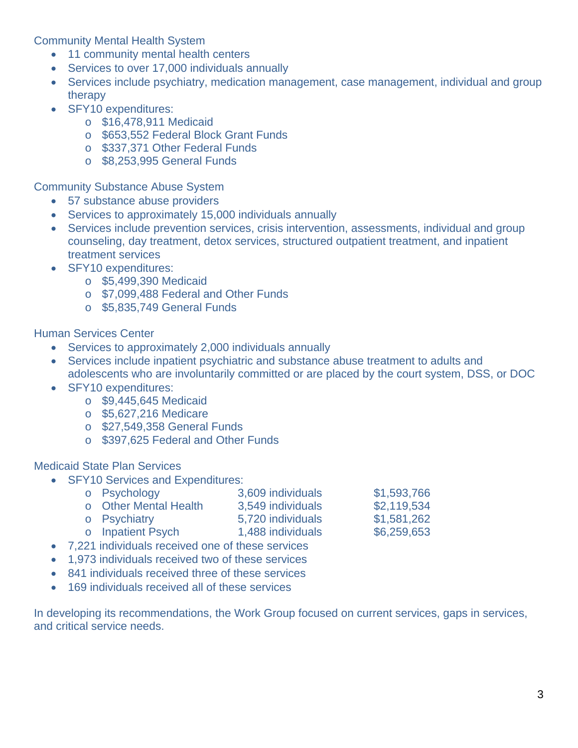Community Mental Health System

- 11 community mental health centers
- Services to over 17,000 individuals annually
- Services include psychiatry, medication management, case management, individual and group therapy
- SFY10 expenditures:
  - $16,478,911 Medicaid
  - $653,552 Federal Block Grant Funds
  - $337,371 Other Federal Funds
  - $8,253,995 General Funds

Community Substance Abuse System

- 57 substance abuse providers
- Services to approximately 15,000 individuals annually
- Services include prevention services, crisis intervention, assessments, individual and group counseling, day treatment, detox services, structured outpatient treatment, and inpatient treatment services
- SFY10 expenditures:
  - $5,499,390 Medicaid
  - $7,099,488 Federal and Other Funds
  - $5,835,749 General Funds

Human Services Center

- Services to approximately 2,000 individuals annually
- Services include inpatient psychiatric and substance abuse treatment to adults and adolescents who are involuntarily committed or are placed by the court system, DSS, or DOC
- SFY10 expenditures:
  - $9,445,645 Medicaid
  - $5,627,216 Medicare
  - $27,549,358 General Funds
  - $397,625 Federal and Other Funds

Medicaid State Plan Services

- SFY10 Services and Expenditures:

| Service | Individuals | Expenditures |
|---|---|---|
| Psychology | 3,609 individuals | $1,593,766 |
| Other Mental Health | 3,549 individuals | $2,119,534 |
| Psychiatry | 5,720 individuals | $1,581,262 |
| Inpatient Psych | 1,488 individuals | $6,259,653 |

- 7,221 individuals received one of these services
- 1,973 individuals received two of these services
- 841 individuals received three of these services
- 169 individuals received all of these services

In developing its recommendations, the Work Group focused on current services, gaps in services, and critical service needs.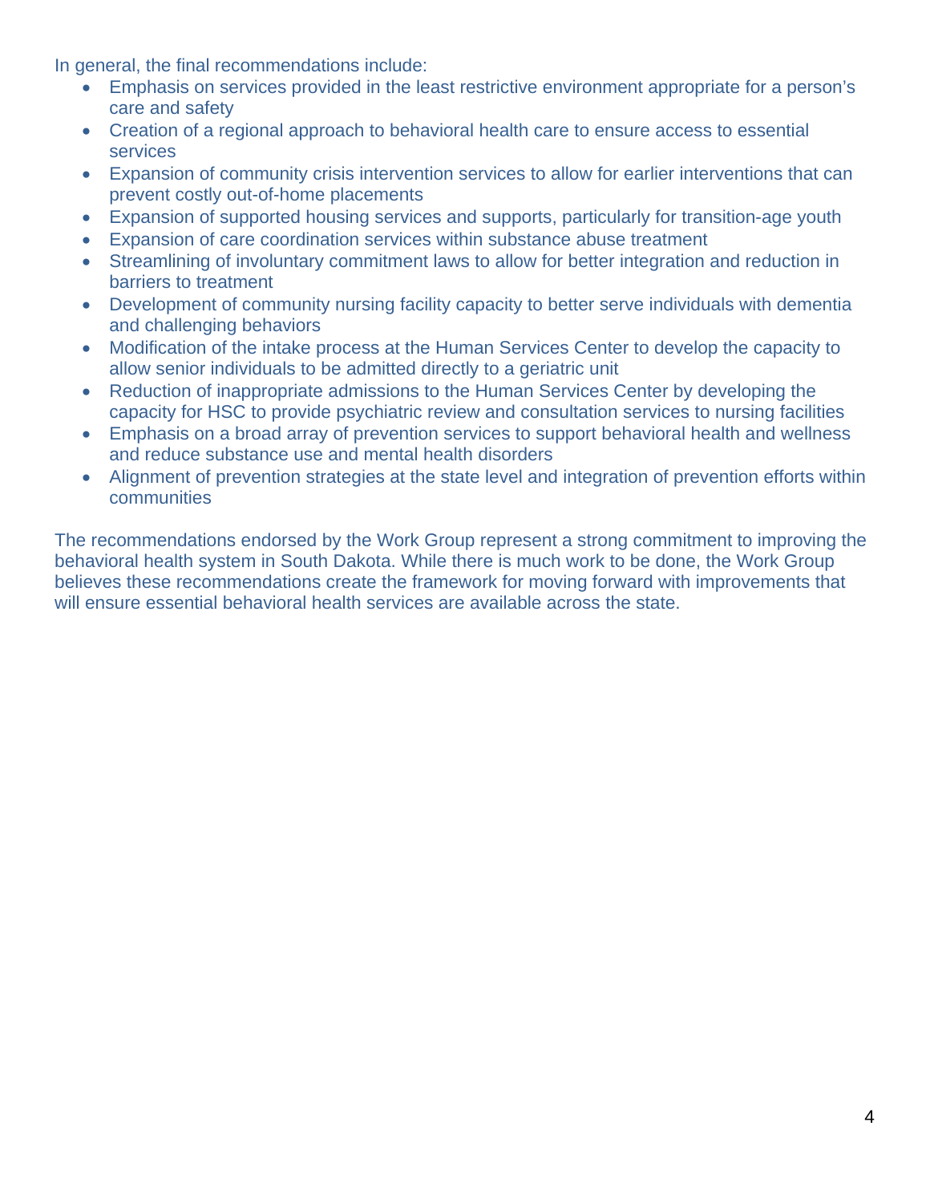In general, the final recommendations include:

- Emphasis on services provided in the least restrictive environment appropriate for a person's care and safety
- Creation of a regional approach to behavioral health care to ensure access to essential services
- Expansion of community crisis intervention services to allow for earlier interventions that can prevent costly out-of-home placements
- Expansion of supported housing services and supports, particularly for transition-age youth
- Expansion of care coordination services within substance abuse treatment
- Streamlining of involuntary commitment laws to allow for better integration and reduction in barriers to treatment
- Development of community nursing facility capacity to better serve individuals with dementia and challenging behaviors
- Modification of the intake process at the Human Services Center to develop the capacity to allow senior individuals to be admitted directly to a geriatric unit
- Reduction of inappropriate admissions to the Human Services Center by developing the capacity for HSC to provide psychiatric review and consultation services to nursing facilities
- Emphasis on a broad array of prevention services to support behavioral health and wellness and reduce substance use and mental health disorders
- Alignment of prevention strategies at the state level and integration of prevention efforts within communities

The recommendations endorsed by the Work Group represent a strong commitment to improving the behavioral health system in South Dakota. While there is much work to be done, the Work Group believes these recommendations create the framework for moving forward with improvements that will ensure essential behavioral health services are available across the state.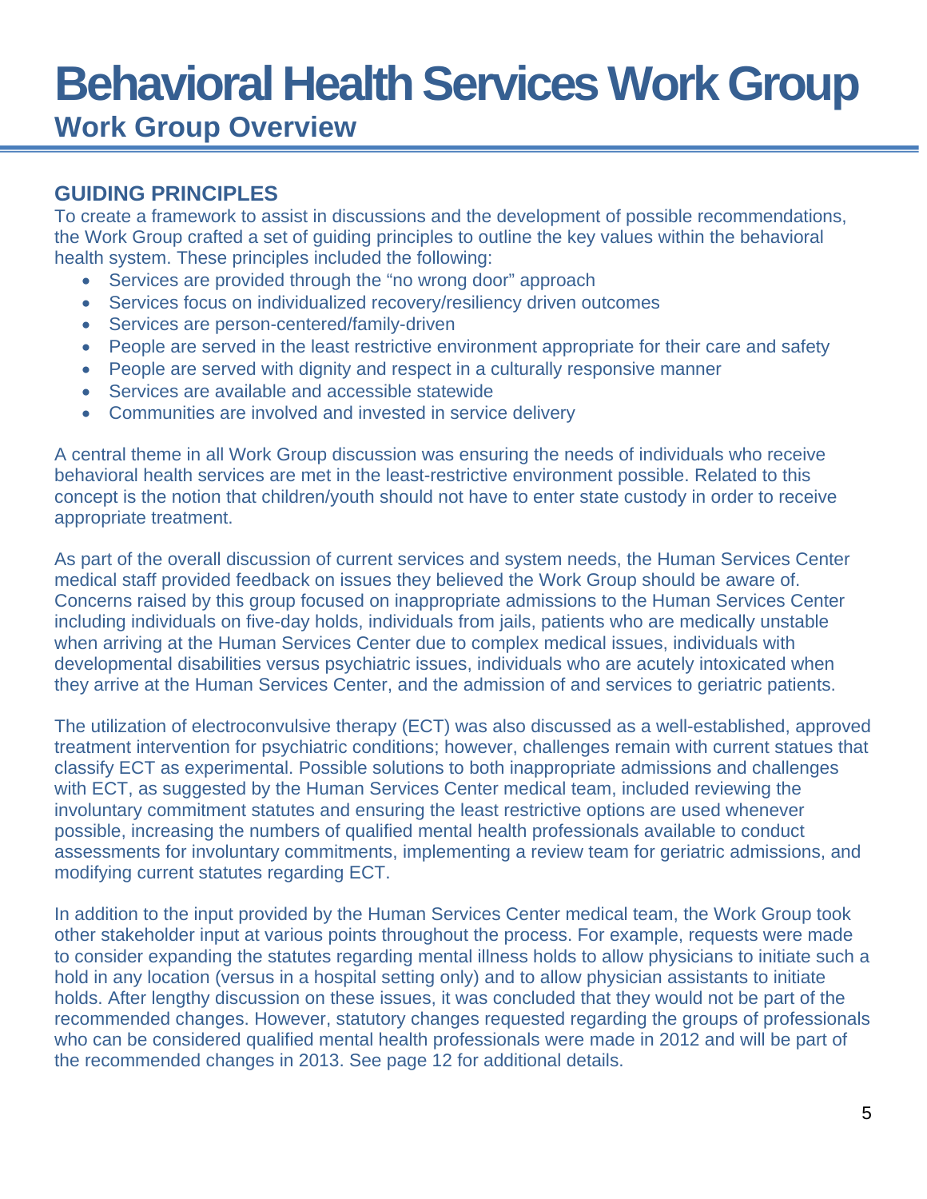# Behavioral Health Services Work Group

## Work Group Overview

### GUIDING PRINCIPLES

To create a framework to assist in discussions and the development of possible recommendations, the Work Group crafted a set of guiding principles to outline the key values within the behavioral health system. These principles included the following:

- Services are provided through the "no wrong door" approach
- Services focus on individualized recovery/resiliency driven outcomes
- Services are person-centered/family-driven
- People are served in the least restrictive environment appropriate for their care and safety
- People are served with dignity and respect in a culturally responsive manner
- Services are available and accessible statewide
- Communities are involved and invested in service delivery

A central theme in all Work Group discussion was ensuring the needs of individuals who receive behavioral health services are met in the least-restrictive environment possible. Related to this concept is the notion that children/youth should not have to enter state custody in order to receive appropriate treatment.

As part of the overall discussion of current services and system needs, the Human Services Center medical staff provided feedback on issues they believed the Work Group should be aware of. Concerns raised by this group focused on inappropriate admissions to the Human Services Center including individuals on five-day holds, individuals from jails, patients who are medically unstable when arriving at the Human Services Center due to complex medical issues, individuals with developmental disabilities versus psychiatric issues, individuals who are acutely intoxicated when they arrive at the Human Services Center, and the admission of and services to geriatric patients.

The utilization of electroconvulsive therapy (ECT) was also discussed as a well-established, approved treatment intervention for psychiatric conditions; however, challenges remain with current statues that classify ECT as experimental. Possible solutions to both inappropriate admissions and challenges with ECT, as suggested by the Human Services Center medical team, included reviewing the involuntary commitment statutes and ensuring the least restrictive options are used whenever possible, increasing the numbers of qualified mental health professionals available to conduct assessments for involuntary commitments, implementing a review team for geriatric admissions, and modifying current statutes regarding ECT.

In addition to the input provided by the Human Services Center medical team, the Work Group took other stakeholder input at various points throughout the process. For example, requests were made to consider expanding the statutes regarding mental illness holds to allow physicians to initiate such a hold in any location (versus in a hospital setting only) and to allow physician assistants to initiate holds. After lengthy discussion on these issues, it was concluded that they would not be part of the recommended changes. However, statutory changes requested regarding the groups of professionals who can be considered qualified mental health professionals were made in 2012 and will be part of the recommended changes in 2013. See page 12 for additional details.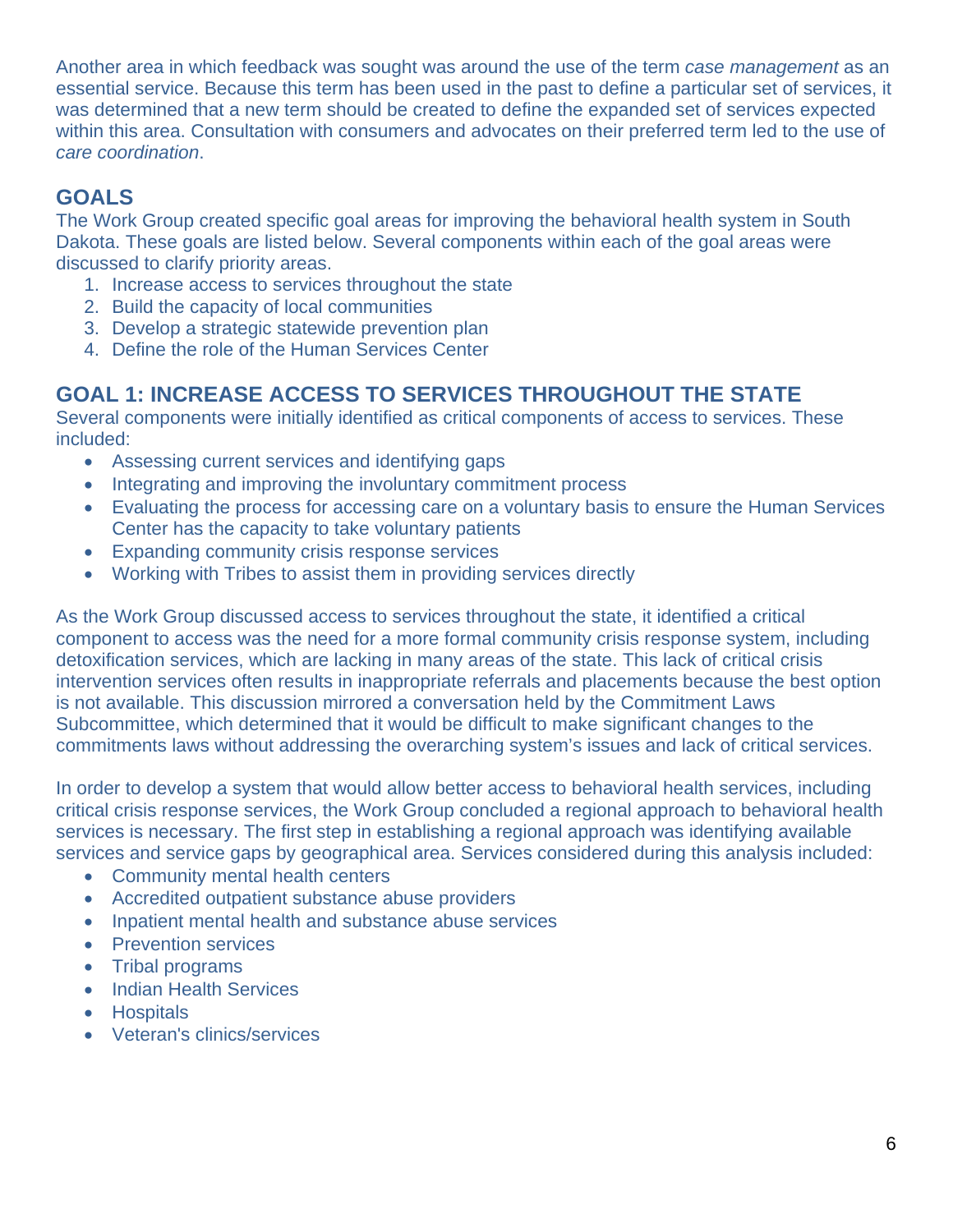Another area in which feedback was sought was around the use of the term *case management* as an essential service. Because this term has been used in the past to define a particular set of services, it was determined that a new term should be created to define the expanded set of services expected within this area. Consultation with consumers and advocates on their preferred term led to the use of *care coordination*.

## GOALS

The Work Group created specific goal areas for improving the behavioral health system in South Dakota. These goals are listed below. Several components within each of the goal areas were discussed to clarify priority areas.

1. Increase access to services throughout the state
2. Build the capacity of local communities
3. Develop a strategic statewide prevention plan
4. Define the role of the Human Services Center

## GOAL 1: INCREASE ACCESS TO SERVICES THROUGHOUT THE STATE

Several components were initially identified as critical components of access to services. These included:

- Assessing current services and identifying gaps
- Integrating and improving the involuntary commitment process
- Evaluating the process for accessing care on a voluntary basis to ensure the Human Services Center has the capacity to take voluntary patients
- Expanding community crisis response services
- Working with Tribes to assist them in providing services directly

As the Work Group discussed access to services throughout the state, it identified a critical component to access was the need for a more formal community crisis response system, including detoxification services, which are lacking in many areas of the state. This lack of critical crisis intervention services often results in inappropriate referrals and placements because the best option is not available. This discussion mirrored a conversation held by the Commitment Laws Subcommittee, which determined that it would be difficult to make significant changes to the commitments laws without addressing the overarching system's issues and lack of critical services.

In order to develop a system that would allow better access to behavioral health services, including critical crisis response services, the Work Group concluded a regional approach to behavioral health services is necessary. The first step in establishing a regional approach was identifying available services and service gaps by geographical area. Services considered during this analysis included:

- Community mental health centers
- Accredited outpatient substance abuse providers
- Inpatient mental health and substance abuse services
- Prevention services
- Tribal programs
- Indian Health Services
- Hospitals
- Veteran's clinics/services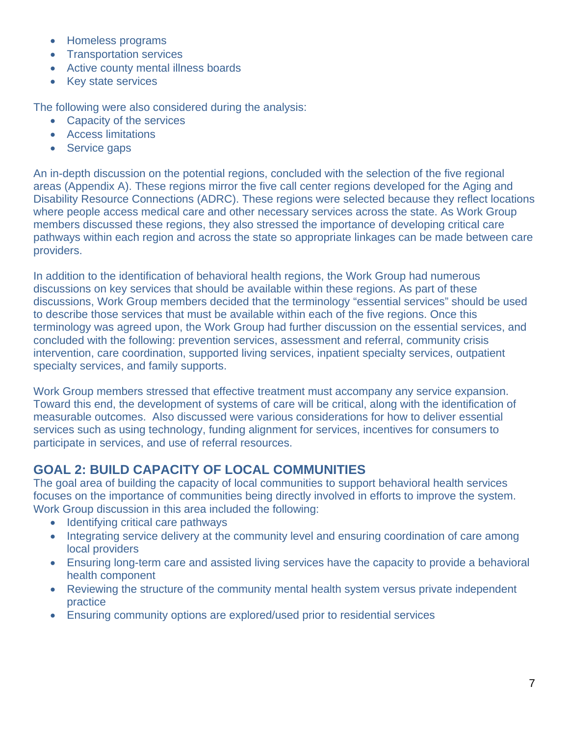- Homeless programs
- Transportation services
- Active county mental illness boards
- Key state services

The following were also considered during the analysis:

- Capacity of the services
- Access limitations
- Service gaps

An in-depth discussion on the potential regions, concluded with the selection of the five regional areas (Appendix A). These regions mirror the five call center regions developed for the Aging and Disability Resource Connections (ADRC). These regions were selected because they reflect locations where people access medical care and other necessary services across the state. As Work Group members discussed these regions, they also stressed the importance of developing critical care pathways within each region and across the state so appropriate linkages can be made between care providers.

In addition to the identification of behavioral health regions, the Work Group had numerous discussions on key services that should be available within these regions. As part of these discussions, Work Group members decided that the terminology "essential services" should be used to describe those services that must be available within each of the five regions. Once this terminology was agreed upon, the Work Group had further discussion on the essential services, and concluded with the following: prevention services, assessment and referral, community crisis intervention, care coordination, supported living services, inpatient specialty services, outpatient specialty services, and family supports.

Work Group members stressed that effective treatment must accompany any service expansion. Toward this end, the development of systems of care will be critical, along with the identification of measurable outcomes. Also discussed were various considerations for how to deliver essential services such as using technology, funding alignment for services, incentives for consumers to participate in services, and use of referral resources.

## GOAL 2: BUILD CAPACITY OF LOCAL COMMUNITIES

The goal area of building the capacity of local communities to support behavioral health services focuses on the importance of communities being directly involved in efforts to improve the system. Work Group discussion in this area included the following:

- Identifying critical care pathways
- Integrating service delivery at the community level and ensuring coordination of care among local providers
- Ensuring long-term care and assisted living services have the capacity to provide a behavioral health component
- Reviewing the structure of the community mental health system versus private independent practice
- Ensuring community options are explored/used prior to residential services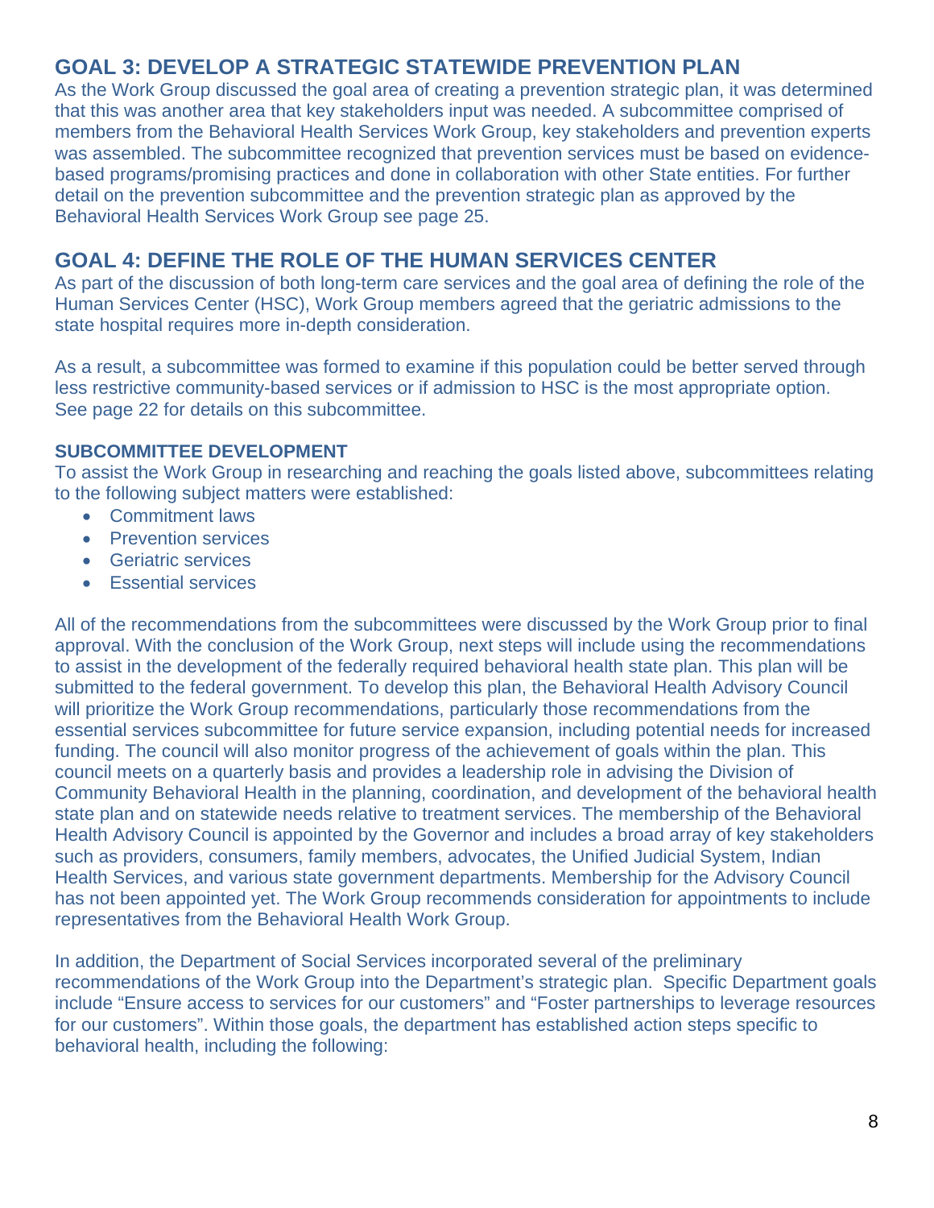## GOAL 3: DEVELOP A STRATEGIC STATEWIDE PREVENTION PLAN

As the Work Group discussed the goal area of creating a prevention strategic plan, it was determined that this was another area that key stakeholders input was needed. A subcommittee comprised of members from the Behavioral Health Services Work Group, key stakeholders and prevention experts was assembled. The subcommittee recognized that prevention services must be based on evidence-based programs/promising practices and done in collaboration with other State entities. For further detail on the prevention subcommittee and the prevention strategic plan as approved by the Behavioral Health Services Work Group see page 25.

## GOAL 4: DEFINE THE ROLE OF THE HUMAN SERVICES CENTER

As part of the discussion of both long-term care services and the goal area of defining the role of the Human Services Center (HSC), Work Group members agreed that the geriatric admissions to the state hospital requires more in-depth consideration.

As a result, a subcommittee was formed to examine if this population could be better served through less restrictive community-based services or if admission to HSC is the most appropriate option. See page 22 for details on this subcommittee.

### SUBCOMMITTEE DEVELOPMENT

To assist the Work Group in researching and reaching the goals listed above, subcommittees relating to the following subject matters were established:

- Commitment laws
- Prevention services
- Geriatric services
- Essential services

All of the recommendations from the subcommittees were discussed by the Work Group prior to final approval. With the conclusion of the Work Group, next steps will include using the recommendations to assist in the development of the federally required behavioral health state plan. This plan will be submitted to the federal government. To develop this plan, the Behavioral Health Advisory Council will prioritize the Work Group recommendations, particularly those recommendations from the essential services subcommittee for future service expansion, including potential needs for increased funding. The council will also monitor progress of the achievement of goals within the plan. This council meets on a quarterly basis and provides a leadership role in advising the Division of Community Behavioral Health in the planning, coordination, and development of the behavioral health state plan and on statewide needs relative to treatment services. The membership of the Behavioral Health Advisory Council is appointed by the Governor and includes a broad array of key stakeholders such as providers, consumers, family members, advocates, the Unified Judicial System, Indian Health Services, and various state government departments. Membership for the Advisory Council has not been appointed yet. The Work Group recommends consideration for appointments to include representatives from the Behavioral Health Work Group.

In addition, the Department of Social Services incorporated several of the preliminary recommendations of the Work Group into the Department's strategic plan. Specific Department goals include "Ensure access to services for our customers" and "Foster partnerships to leverage resources for our customers". Within those goals, the department has established action steps specific to behavioral health, including the following: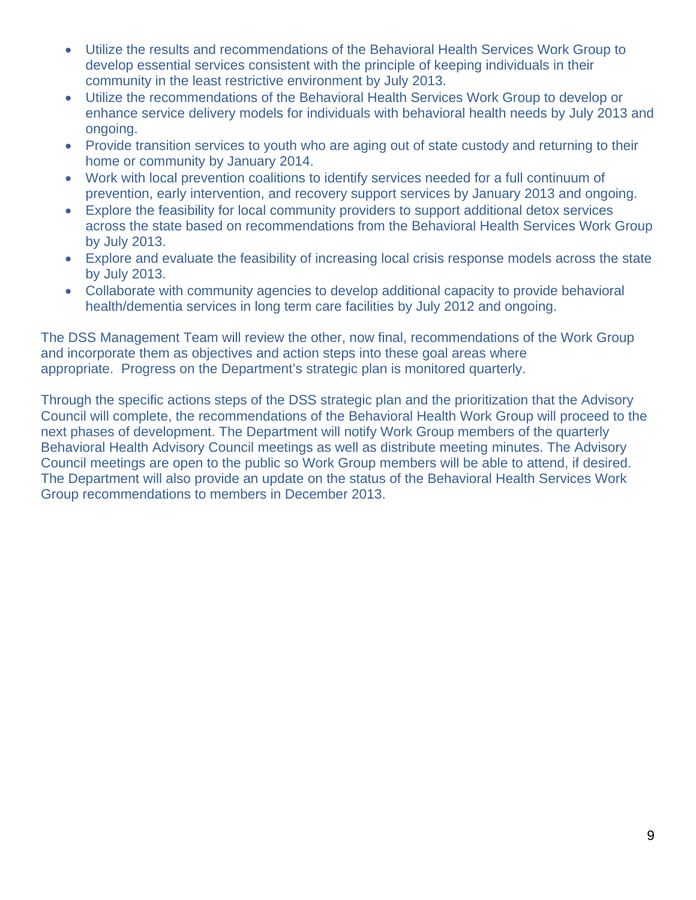- Utilize the results and recommendations of the Behavioral Health Services Work Group to develop essential services consistent with the principle of keeping individuals in their community in the least restrictive environment by July 2013.
- Utilize the recommendations of the Behavioral Health Services Work Group to develop or enhance service delivery models for individuals with behavioral health needs by July 2013 and ongoing.
- Provide transition services to youth who are aging out of state custody and returning to their home or community by January 2014.
- Work with local prevention coalitions to identify services needed for a full continuum of prevention, early intervention, and recovery support services by January 2013 and ongoing.
- Explore the feasibility for local community providers to support additional detox services across the state based on recommendations from the Behavioral Health Services Work Group by July 2013.
- Explore and evaluate the feasibility of increasing local crisis response models across the state by July 2013.
- Collaborate with community agencies to develop additional capacity to provide behavioral health/dementia services in long term care facilities by July 2012 and ongoing.

The DSS Management Team will review the other, now final, recommendations of the Work Group and incorporate them as objectives and action steps into these goal areas where appropriate. Progress on the Department's strategic plan is monitored quarterly.

Through the specific actions steps of the DSS strategic plan and the prioritization that the Advisory Council will complete, the recommendations of the Behavioral Health Work Group will proceed to the next phases of development. The Department will notify Work Group members of the quarterly Behavioral Health Advisory Council meetings as well as distribute meeting minutes. The Advisory Council meetings are open to the public so Work Group members will be able to attend, if desired. The Department will also provide an update on the status of the Behavioral Health Services Work Group recommendations to members in December 2013.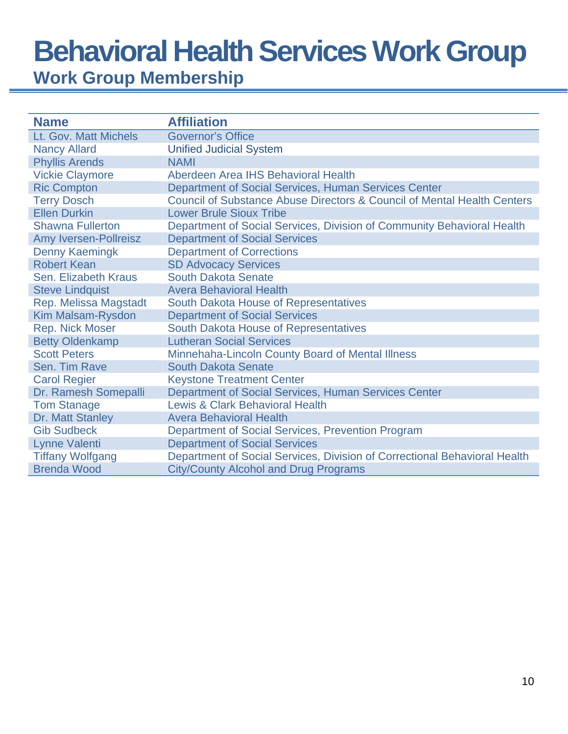# Behavioral Health Services Work Group

## Work Group Membership

| Name | Affiliation |
|---|---|
| Lt. Gov. Matt Michels | Governor's Office |
| Nancy Allard | Unified Judicial System |
| Phyllis Arends | NAMI |
| Vickie Claymore | Aberdeen Area IHS Behavioral Health |
| Ric Compton | Department of Social Services, Human Services Center |
| Terry Dosch | Council of Substance Abuse Directors & Council of Mental Health Centers |
| Ellen Durkin | Lower Brule Sioux Tribe |
| Shawna Fullerton | Department of Social Services, Division of Community Behavioral Health |
| Amy Iversen-Pollreisz | Department of Social Services |
| Denny Kaemingk | Department of Corrections |
| Robert Kean | SD Advocacy Services |
| Sen. Elizabeth Kraus | South Dakota Senate |
| Steve Lindquist | Avera Behavioral Health |
| Rep. Melissa Magstadt | South Dakota House of Representatives |
| Kim Malsam-Rysdon | Department of Social Services |
| Rep. Nick Moser | South Dakota House of Representatives |
| Betty Oldenkamp | Lutheran Social Services |
| Scott Peters | Minnehaha-Lincoln County Board of Mental Illness |
| Sen. Tim Rave | South Dakota Senate |
| Carol Regier | Keystone Treatment Center |
| Dr. Ramesh Somepalli | Department of Social Services, Human Services Center |
| Tom Stanage | Lewis & Clark Behavioral Health |
| Dr. Matt Stanley | Avera Behavioral Health |
| Gib Sudbeck | Department of Social Services, Prevention Program |
| Lynne Valenti | Department of Social Services |
| Tiffany Wolfgang | Department of Social Services, Division of Correctional Behavioral Health |
| Brenda Wood | City/County Alcohol and Drug Programs |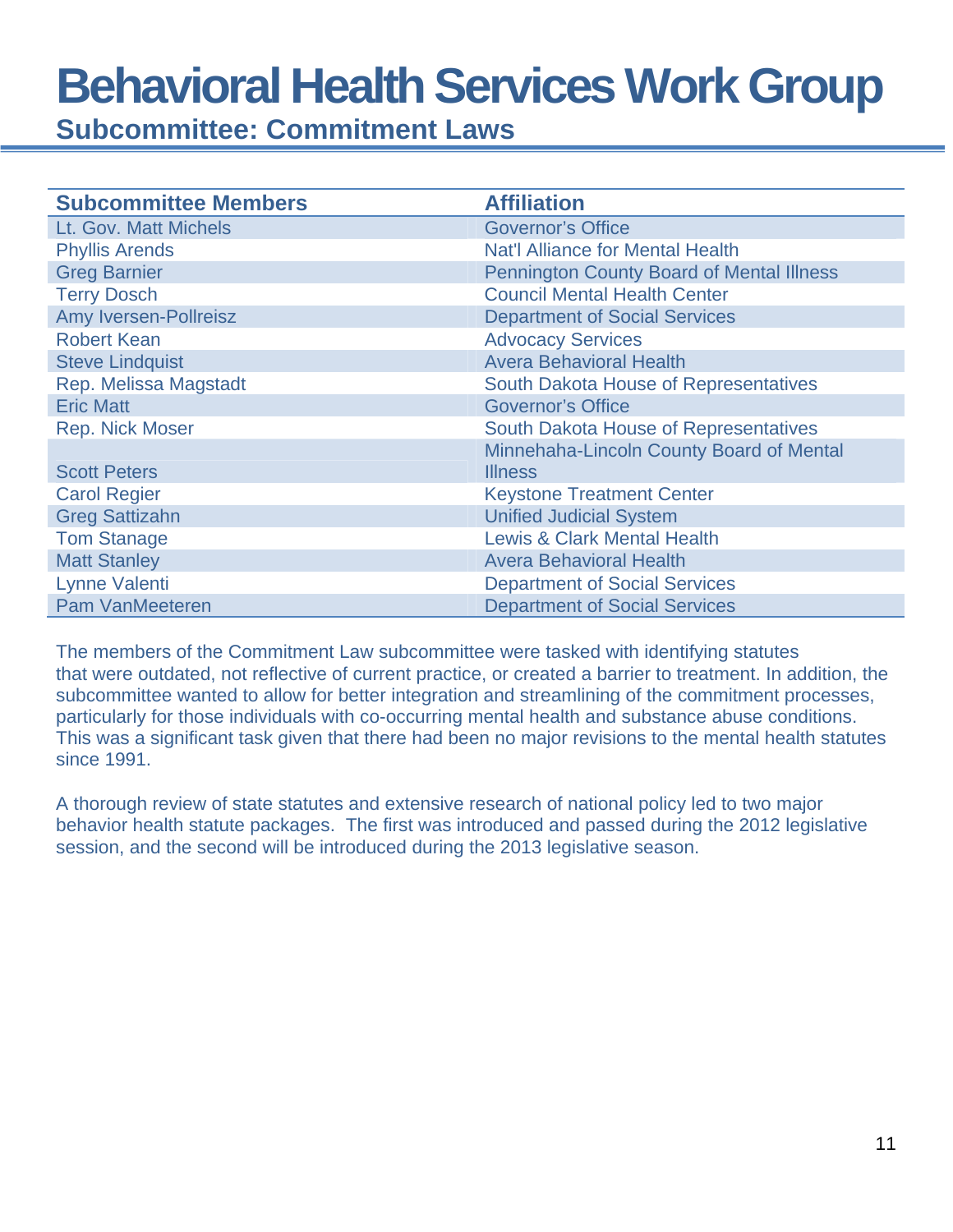# Behavioral Health Services Work Group

## Subcommittee: Commitment Laws

| Subcommittee Members | Affiliation |
|---|---|
| Lt. Gov. Matt Michels | Governor's Office |
| Phyllis Arends | Nat'l Alliance for Mental Health |
| Greg Barnier | Pennington County Board of Mental Illness |
| Terry Dosch | Council Mental Health Center |
| Amy Iversen-Pollreisz | Department of Social Services |
| Robert Kean | Advocacy Services |
| Steve Lindquist | Avera Behavioral Health |
| Rep. Melissa Magstadt | South Dakota House of Representatives |
| Eric Matt | Governor's Office |
| Rep. Nick Moser | South Dakota House of Representatives |
| Scott Peters | Minnehaha-Lincoln County Board of Mental Illness |
| Carol Regier | Keystone Treatment Center |
| Greg Sattizahn | Unified Judicial System |
| Tom Stanage | Lewis & Clark Mental Health |
| Matt Stanley | Avera Behavioral Health |
| Lynne Valenti | Department of Social Services |
| Pam VanMeeteren | Department of Social Services |

The members of the Commitment Law subcommittee were tasked with identifying statutes that were outdated, not reflective of current practice, or created a barrier to treatment. In addition, the subcommittee wanted to allow for better integration and streamlining of the commitment processes, particularly for those individuals with co-occurring mental health and substance abuse conditions. This was a significant task given that there had been no major revisions to the mental health statutes since 1991.

A thorough review of state statutes and extensive research of national policy led to two major behavior health statute packages. The first was introduced and passed during the 2012 legislative session, and the second will be introduced during the 2013 legislative season.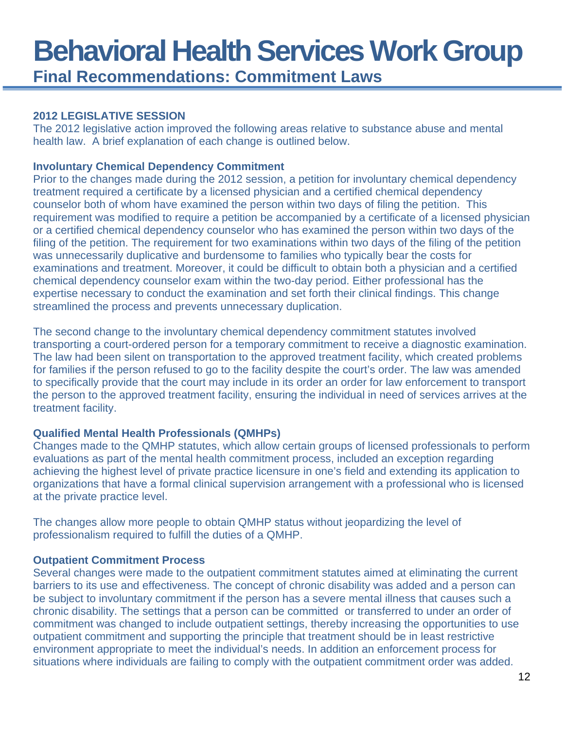# Behavioral Health Services Work Group

## Final Recommendations: Commitment Laws

### 2012 LEGISLATIVE SESSION

The 2012 legislative action improved the following areas relative to substance abuse and mental health law. A brief explanation of each change is outlined below.

### Involuntary Chemical Dependency Commitment

Prior to the changes made during the 2012 session, a petition for involuntary chemical dependency treatment required a certificate by a licensed physician and a certified chemical dependency counselor both of whom have examined the person within two days of filing the petition. This requirement was modified to require a petition be accompanied by a certificate of a licensed physician or a certified chemical dependency counselor who has examined the person within two days of the filing of the petition. The requirement for two examinations within two days of the filing of the petition was unnecessarily duplicative and burdensome to families who typically bear the costs for examinations and treatment. Moreover, it could be difficult to obtain both a physician and a certified chemical dependency counselor exam within the two-day period. Either professional has the expertise necessary to conduct the examination and set forth their clinical findings. This change streamlined the process and prevents unnecessary duplication.

The second change to the involuntary chemical dependency commitment statutes involved transporting a court-ordered person for a temporary commitment to receive a diagnostic examination. The law had been silent on transportation to the approved treatment facility, which created problems for families if the person refused to go to the facility despite the court's order. The law was amended to specifically provide that the court may include in its order an order for law enforcement to transport the person to the approved treatment facility, ensuring the individual in need of services arrives at the treatment facility.

### Qualified Mental Health Professionals (QMHPs)

Changes made to the QMHP statutes, which allow certain groups of licensed professionals to perform evaluations as part of the mental health commitment process, included an exception regarding achieving the highest level of private practice licensure in one's field and extending its application to organizations that have a formal clinical supervision arrangement with a professional who is licensed at the private practice level.

The changes allow more people to obtain QMHP status without jeopardizing the level of professionalism required to fulfill the duties of a QMHP.

### Outpatient Commitment Process

Several changes were made to the outpatient commitment statutes aimed at eliminating the current barriers to its use and effectiveness. The concept of chronic disability was added and a person can be subject to involuntary commitment if the person has a severe mental illness that causes such a chronic disability. The settings that a person can be committed or transferred to under an order of commitment was changed to include outpatient settings, thereby increasing the opportunities to use outpatient commitment and supporting the principle that treatment should be in least restrictive environment appropriate to meet the individual's needs. In addition an enforcement process for situations where individuals are failing to comply with the outpatient commitment order was added.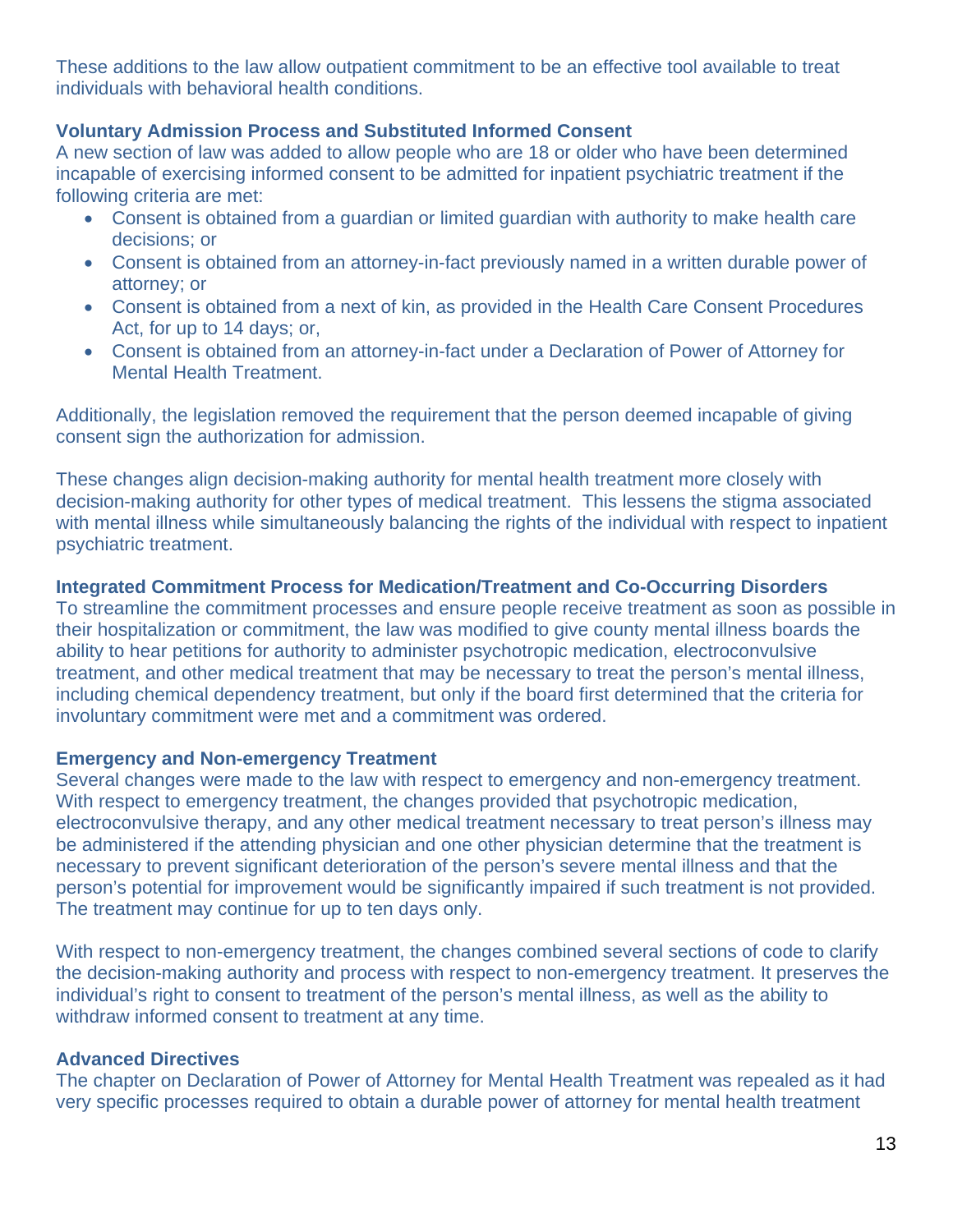These additions to the law allow outpatient commitment to be an effective tool available to treat individuals with behavioral health conditions.

### Voluntary Admission Process and Substituted Informed Consent

A new section of law was added to allow people who are 18 or older who have been determined incapable of exercising informed consent to be admitted for inpatient psychiatric treatment if the following criteria are met:

- Consent is obtained from a guardian or limited guardian with authority to make health care decisions; or
- Consent is obtained from an attorney-in-fact previously named in a written durable power of attorney; or
- Consent is obtained from a next of kin, as provided in the Health Care Consent Procedures Act, for up to 14 days; or,
- Consent is obtained from an attorney-in-fact under a Declaration of Power of Attorney for Mental Health Treatment.

Additionally, the legislation removed the requirement that the person deemed incapable of giving consent sign the authorization for admission.

These changes align decision-making authority for mental health treatment more closely with decision-making authority for other types of medical treatment. This lessens the stigma associated with mental illness while simultaneously balancing the rights of the individual with respect to inpatient psychiatric treatment.

### Integrated Commitment Process for Medication/Treatment and Co-Occurring Disorders

To streamline the commitment processes and ensure people receive treatment as soon as possible in their hospitalization or commitment, the law was modified to give county mental illness boards the ability to hear petitions for authority to administer psychotropic medication, electroconvulsive treatment, and other medical treatment that may be necessary to treat the person's mental illness, including chemical dependency treatment, but only if the board first determined that the criteria for involuntary commitment were met and a commitment was ordered.

### Emergency and Non-emergency Treatment

Several changes were made to the law with respect to emergency and non-emergency treatment. With respect to emergency treatment, the changes provided that psychotropic medication, electroconvulsive therapy, and any other medical treatment necessary to treat person's illness may be administered if the attending physician and one other physician determine that the treatment is necessary to prevent significant deterioration of the person's severe mental illness and that the person's potential for improvement would be significantly impaired if such treatment is not provided. The treatment may continue for up to ten days only.

With respect to non-emergency treatment, the changes combined several sections of code to clarify the decision-making authority and process with respect to non-emergency treatment. It preserves the individual's right to consent to treatment of the person's mental illness, as well as the ability to withdraw informed consent to treatment at any time.

### Advanced Directives

The chapter on Declaration of Power of Attorney for Mental Health Treatment was repealed as it had very specific processes required to obtain a durable power of attorney for mental health treatment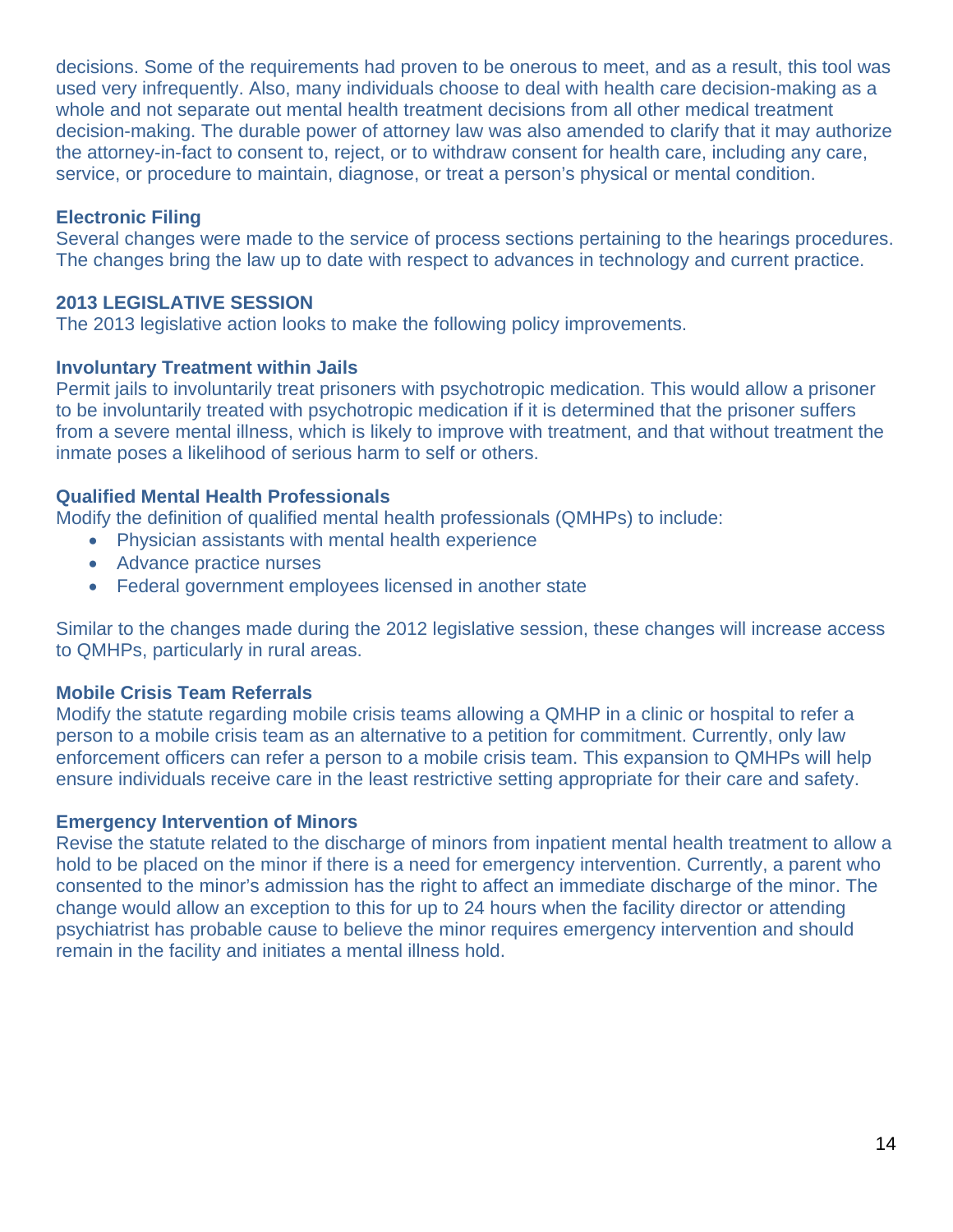decisions. Some of the requirements had proven to be onerous to meet, and as a result, this tool was used very infrequently. Also, many individuals choose to deal with health care decision-making as a whole and not separate out mental health treatment decisions from all other medical treatment decision-making. The durable power of attorney law was also amended to clarify that it may authorize the attorney-in-fact to consent to, reject, or to withdraw consent for health care, including any care, service, or procedure to maintain, diagnose, or treat a person's physical or mental condition.

### Electronic Filing

Several changes were made to the service of process sections pertaining to the hearings procedures. The changes bring the law up to date with respect to advances in technology and current practice.

## 2013 LEGISLATIVE SESSION

The 2013 legislative action looks to make the following policy improvements.

### Involuntary Treatment within Jails

Permit jails to involuntarily treat prisoners with psychotropic medication. This would allow a prisoner to be involuntarily treated with psychotropic medication if it is determined that the prisoner suffers from a severe mental illness, which is likely to improve with treatment, and that without treatment the inmate poses a likelihood of serious harm to self or others.

### Qualified Mental Health Professionals

Modify the definition of qualified mental health professionals (QMHPs) to include:

- Physician assistants with mental health experience
- Advance practice nurses
- Federal government employees licensed in another state

Similar to the changes made during the 2012 legislative session, these changes will increase access to QMHPs, particularly in rural areas.

### Mobile Crisis Team Referrals

Modify the statute regarding mobile crisis teams allowing a QMHP in a clinic or hospital to refer a person to a mobile crisis team as an alternative to a petition for commitment. Currently, only law enforcement officers can refer a person to a mobile crisis team. This expansion to QMHPs will help ensure individuals receive care in the least restrictive setting appropriate for their care and safety.

### Emergency Intervention of Minors

Revise the statute related to the discharge of minors from inpatient mental health treatment to allow a hold to be placed on the minor if there is a need for emergency intervention. Currently, a parent who consented to the minor's admission has the right to affect an immediate discharge of the minor. The change would allow an exception to this for up to 24 hours when the facility director or attending psychiatrist has probable cause to believe the minor requires emergency intervention and should remain in the facility and initiates a mental illness hold.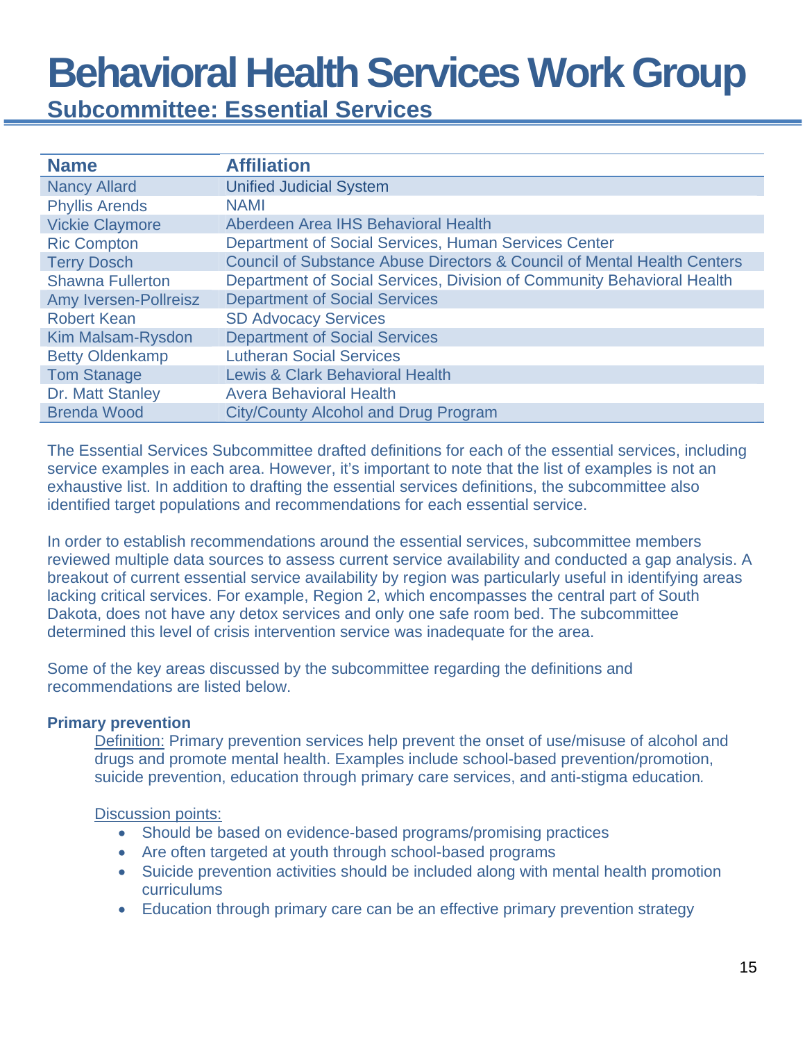# Behavioral Health Services Work Group

## Subcommittee: Essential Services

| Name | Affiliation |
|---|---|
| Nancy Allard | Unified Judicial System |
| Phyllis Arends | NAMI |
| Vickie Claymore | Aberdeen Area IHS Behavioral Health |
| Ric Compton | Department of Social Services, Human Services Center |
| Terry Dosch | Council of Substance Abuse Directors & Council of Mental Health Centers |
| Shawna Fullerton | Department of Social Services, Division of Community Behavioral Health |
| Amy Iversen-Pollreisz | Department of Social Services |
| Robert Kean | SD Advocacy Services |
| Kim Malsam-Rysdon | Department of Social Services |
| Betty Oldenkamp | Lutheran Social Services |
| Tom Stanage | Lewis & Clark Behavioral Health |
| Dr. Matt Stanley | Avera Behavioral Health |
| Brenda Wood | City/County Alcohol and Drug Program |

The Essential Services Subcommittee drafted definitions for each of the essential services, including service examples in each area. However, it's important to note that the list of examples is not an exhaustive list. In addition to drafting the essential services definitions, the subcommittee also identified target populations and recommendations for each essential service.

In order to establish recommendations around the essential services, subcommittee members reviewed multiple data sources to assess current service availability and conducted a gap analysis. A breakout of current essential service availability by region was particularly useful in identifying areas lacking critical services. For example, Region 2, which encompasses the central part of South Dakota, does not have any detox services and only one safe room bed. The subcommittee determined this level of crisis intervention service was inadequate for the area.

Some of the key areas discussed by the subcommittee regarding the definitions and recommendations are listed below.

**Primary prevention**

Definition: Primary prevention services help prevent the onset of use/misuse of alcohol and drugs and promote mental health. Examples include school-based prevention/promotion, suicide prevention, education through primary care services, and anti-stigma education.

Discussion points:

- Should be based on evidence-based programs/promising practices
- Are often targeted at youth through school-based programs
- Suicide prevention activities should be included along with mental health promotion curriculums
- Education through primary care can be an effective primary prevention strategy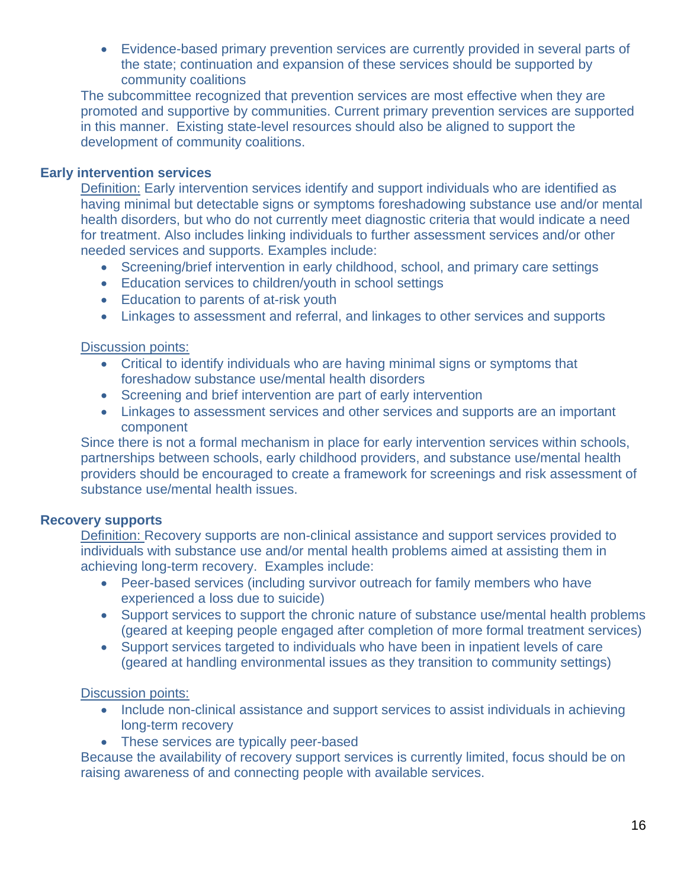- Evidence-based primary prevention services are currently provided in several parts of the state; continuation and expansion of these services should be supported by community coalitions

The subcommittee recognized that prevention services are most effective when they are promoted and supportive by communities. Current primary prevention services are supported in this manner. Existing state-level resources should also be aligned to support the development of community coalitions.

**Early intervention services**

Definition: Early intervention services identify and support individuals who are identified as having minimal but detectable signs or symptoms foreshadowing substance use and/or mental health disorders, but who do not currently meet diagnostic criteria that would indicate a need for treatment. Also includes linking individuals to further assessment services and/or other needed services and supports. Examples include:

- Screening/brief intervention in early childhood, school, and primary care settings
- Education services to children/youth in school settings
- Education to parents of at-risk youth
- Linkages to assessment and referral, and linkages to other services and supports

Discussion points:

- Critical to identify individuals who are having minimal signs or symptoms that foreshadow substance use/mental health disorders
- Screening and brief intervention are part of early intervention
- Linkages to assessment services and other services and supports are an important component

Since there is not a formal mechanism in place for early intervention services within schools, partnerships between schools, early childhood providers, and substance use/mental health providers should be encouraged to create a framework for screenings and risk assessment of substance use/mental health issues.

**Recovery supports**

Definition: Recovery supports are non-clinical assistance and support services provided to individuals with substance use and/or mental health problems aimed at assisting them in achieving long-term recovery. Examples include:

- Peer-based services (including survivor outreach for family members who have experienced a loss due to suicide)
- Support services to support the chronic nature of substance use/mental health problems (geared at keeping people engaged after completion of more formal treatment services)
- Support services targeted to individuals who have been in inpatient levels of care (geared at handling environmental issues as they transition to community settings)

Discussion points:

- Include non-clinical assistance and support services to assist individuals in achieving long-term recovery
- These services are typically peer-based

Because the availability of recovery support services is currently limited, focus should be on raising awareness of and connecting people with available services.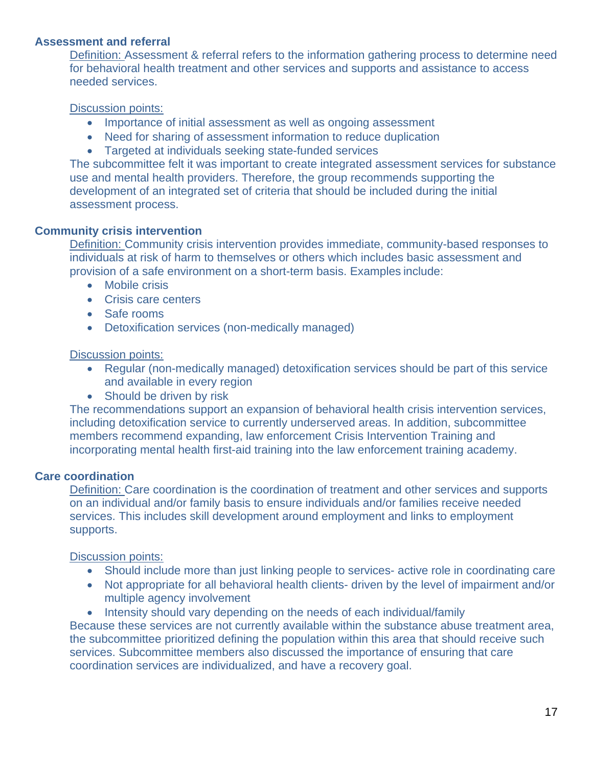### Assessment and referral

<u>Definition:</u> Assessment & referral refers to the information gathering process to determine need for behavioral health treatment and other services and supports and assistance to access needed services.

<u>Discussion points:</u>

- Importance of initial assessment as well as ongoing assessment
- Need for sharing of assessment information to reduce duplication
- Targeted at individuals seeking state-funded services

The subcommittee felt it was important to create integrated assessment services for substance use and mental health providers. Therefore, the group recommends supporting the development of an integrated set of criteria that should be included during the initial assessment process.

### Community crisis intervention

<u>Definition:</u> Community crisis intervention provides immediate, community-based responses to individuals at risk of harm to themselves or others which includes basic assessment and provision of a safe environment on a short-term basis. Examples include:

- Mobile crisis
- Crisis care centers
- Safe rooms
- Detoxification services (non-medically managed)

<u>Discussion points:</u>

- Regular (non-medically managed) detoxification services should be part of this service and available in every region
- Should be driven by risk

The recommendations support an expansion of behavioral health crisis intervention services, including detoxification service to currently underserved areas. In addition, subcommittee members recommend expanding, law enforcement Crisis Intervention Training and incorporating mental health first-aid training into the law enforcement training academy.

### Care coordination

<u>Definition:</u> Care coordination is the coordination of treatment and other services and supports on an individual and/or family basis to ensure individuals and/or families receive needed services. This includes skill development around employment and links to employment supports.

<u>Discussion points:</u>

- Should include more than just linking people to services- active role in coordinating care
- Not appropriate for all behavioral health clients- driven by the level of impairment and/or multiple agency involvement
- Intensity should vary depending on the needs of each individual/family

Because these services are not currently available within the substance abuse treatment area, the subcommittee prioritized defining the population within this area that should receive such services. Subcommittee members also discussed the importance of ensuring that care coordination services are individualized, and have a recovery goal.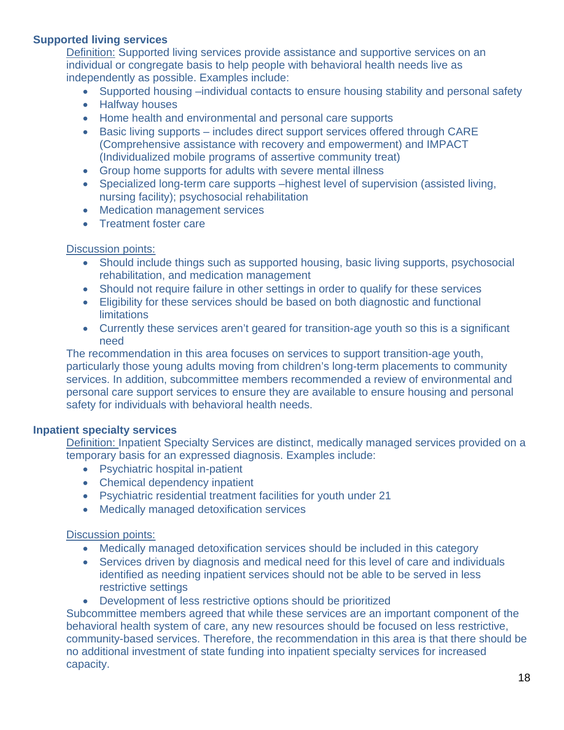### Supported living services

Definition: Supported living services provide assistance and supportive services on an individual or congregate basis to help people with behavioral health needs live as independently as possible. Examples include:

- Supported housing –individual contacts to ensure housing stability and personal safety
- Halfway houses
- Home health and environmental and personal care supports
- Basic living supports – includes direct support services offered through CARE (Comprehensive assistance with recovery and empowerment) and IMPACT (Individualized mobile programs of assertive community treat)
- Group home supports for adults with severe mental illness
- Specialized long-term care supports –highest level of supervision (assisted living, nursing facility); psychosocial rehabilitation
- Medication management services
- Treatment foster care

Discussion points:

- Should include things such as supported housing, basic living supports, psychosocial rehabilitation, and medication management
- Should not require failure in other settings in order to qualify for these services
- Eligibility for these services should be based on both diagnostic and functional limitations
- Currently these services aren't geared for transition-age youth so this is a significant need

The recommendation in this area focuses on services to support transition-age youth, particularly those young adults moving from children's long-term placements to community services. In addition, subcommittee members recommended a review of environmental and personal care support services to ensure they are available to ensure housing and personal safety for individuals with behavioral health needs.

### Inpatient specialty services

Definition: Inpatient Specialty Services are distinct, medically managed services provided on a temporary basis for an expressed diagnosis. Examples include:

- Psychiatric hospital in-patient
- Chemical dependency inpatient
- Psychiatric residential treatment facilities for youth under 21
- Medically managed detoxification services

Discussion points:

- Medically managed detoxification services should be included in this category
- Services driven by diagnosis and medical need for this level of care and individuals identified as needing inpatient services should not be able to be served in less restrictive settings
- Development of less restrictive options should be prioritized

Subcommittee members agreed that while these services are an important component of the behavioral health system of care, any new resources should be focused on less restrictive, community-based services. Therefore, the recommendation in this area is that there should be no additional investment of state funding into inpatient specialty services for increased capacity.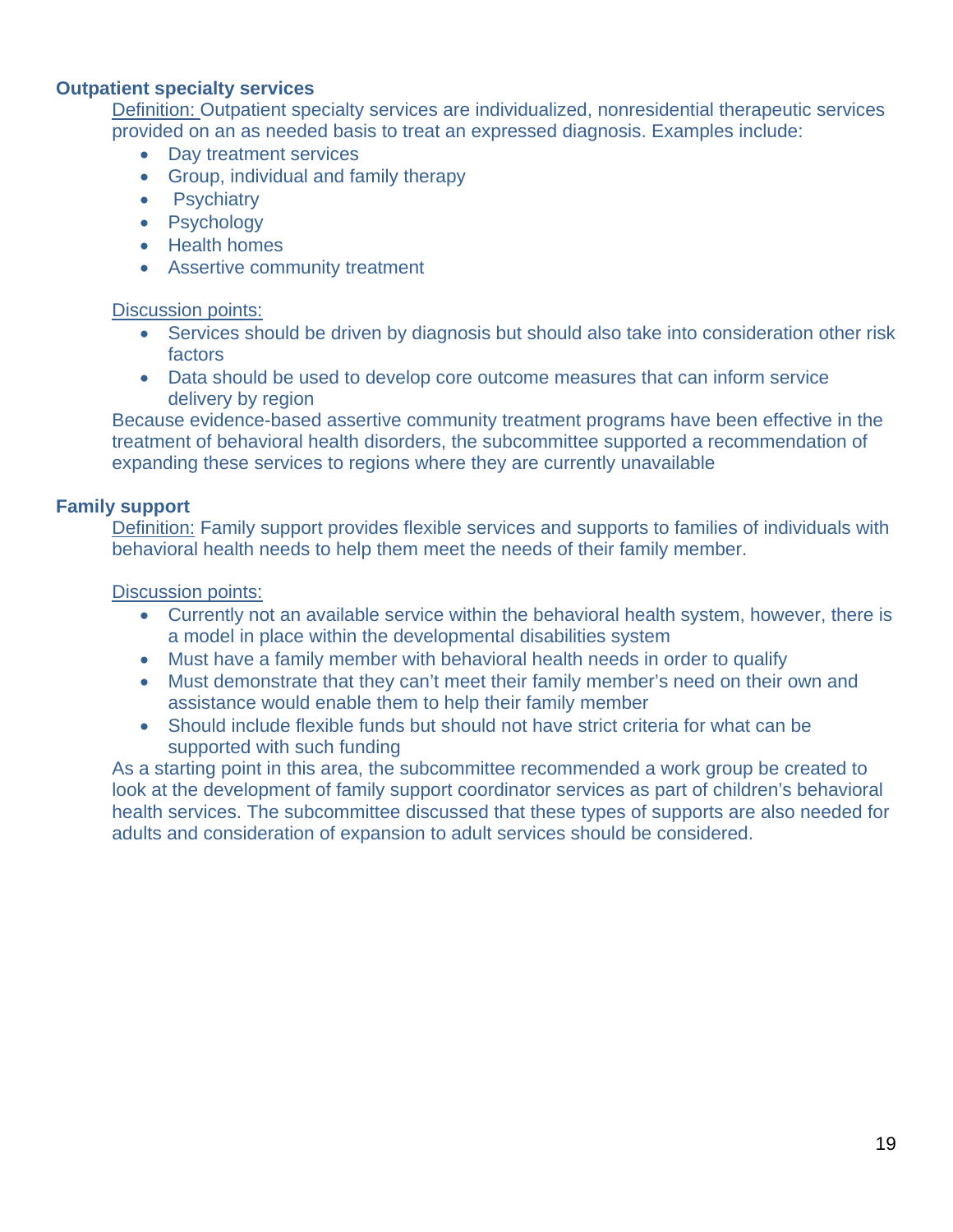**Outpatient specialty services**

Definition: Outpatient specialty services are individualized, nonresidential therapeutic services provided on an as needed basis to treat an expressed diagnosis. Examples include:

- Day treatment services
- Group, individual and family therapy
- Psychiatry
- Psychology
- Health homes
- Assertive community treatment

Discussion points:

- Services should be driven by diagnosis but should also take into consideration other risk factors
- Data should be used to develop core outcome measures that can inform service delivery by region

Because evidence-based assertive community treatment programs have been effective in the treatment of behavioral health disorders, the subcommittee supported a recommendation of expanding these services to regions where they are currently unavailable

**Family support**

Definition: Family support provides flexible services and supports to families of individuals with behavioral health needs to help them meet the needs of their family member.

Discussion points:

- Currently not an available service within the behavioral health system, however, there is a model in place within the developmental disabilities system
- Must have a family member with behavioral health needs in order to qualify
- Must demonstrate that they can't meet their family member's need on their own and assistance would enable them to help their family member
- Should include flexible funds but should not have strict criteria for what can be supported with such funding

As a starting point in this area, the subcommittee recommended a work group be created to look at the development of family support coordinator services as part of children's behavioral health services. The subcommittee discussed that these types of supports are also needed for adults and consideration of expansion to adult services should be considered.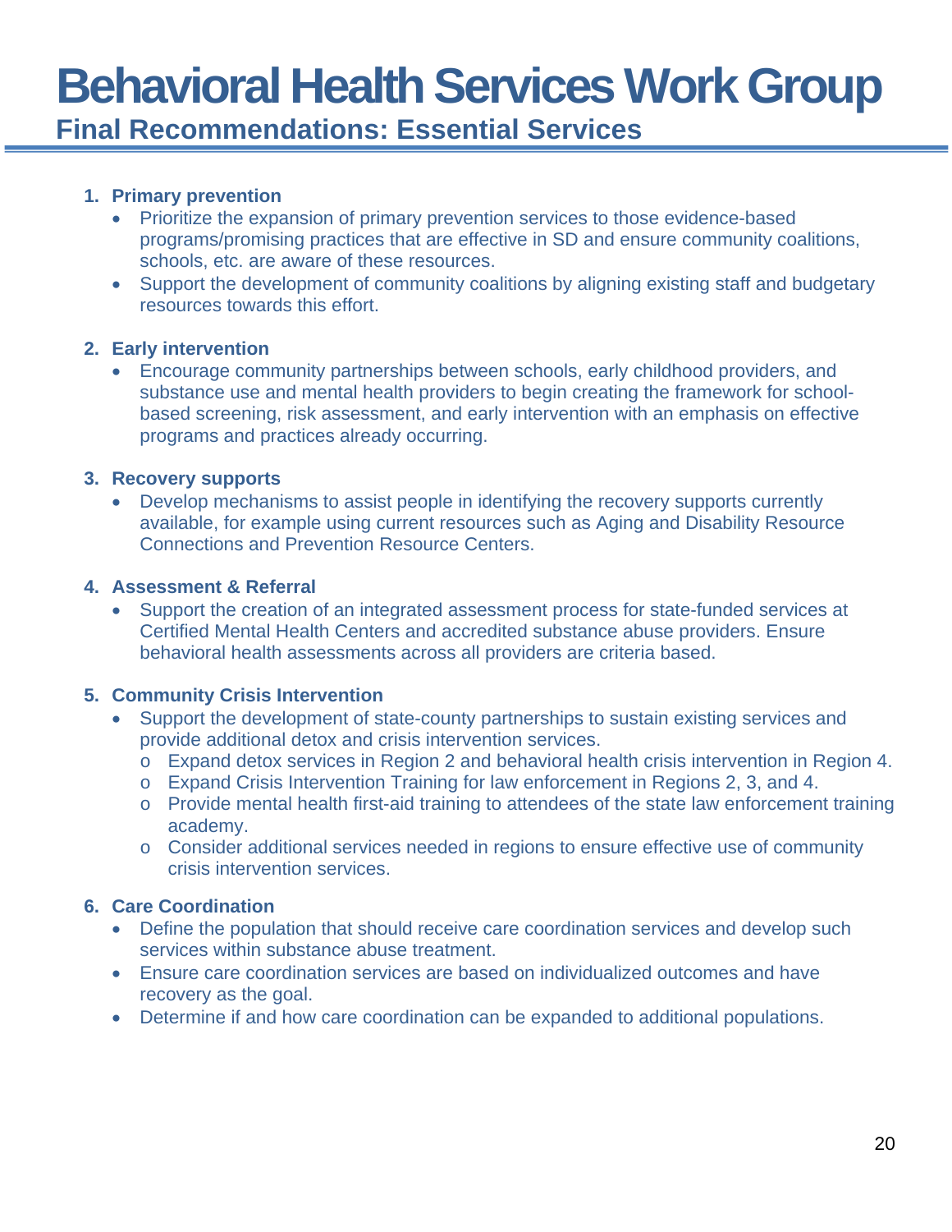# Behavioral Health Services Work Group

## Final Recommendations: Essential Services

1. **Primary prevention**
   - Prioritize the expansion of primary prevention services to those evidence-based programs/promising practices that are effective in SD and ensure community coalitions, schools, etc. are aware of these resources.
   - Support the development of community coalitions by aligning existing staff and budgetary resources towards this effort.

2. **Early intervention**
   - Encourage community partnerships between schools, early childhood providers, and substance use and mental health providers to begin creating the framework for school-based screening, risk assessment, and early intervention with an emphasis on effective programs and practices already occurring.

3. **Recovery supports**
   - Develop mechanisms to assist people in identifying the recovery supports currently available, for example using current resources such as Aging and Disability Resource Connections and Prevention Resource Centers.

4. **Assessment & Referral**
   - Support the creation of an integrated assessment process for state-funded services at Certified Mental Health Centers and accredited substance abuse providers. Ensure behavioral health assessments across all providers are criteria based.

5. **Community Crisis Intervention**
   - Support the development of state-county partnerships to sustain existing services and provide additional detox and crisis intervention services.
     - Expand detox services in Region 2 and behavioral health crisis intervention in Region 4.
     - Expand Crisis Intervention Training for law enforcement in Regions 2, 3, and 4.
     - Provide mental health first-aid training to attendees of the state law enforcement training academy.
     - Consider additional services needed in regions to ensure effective use of community crisis intervention services.

6. **Care Coordination**
   - Define the population that should receive care coordination services and develop such services within substance abuse treatment.
   - Ensure care coordination services are based on individualized outcomes and have recovery as the goal.
   - Determine if and how care coordination can be expanded to additional populations.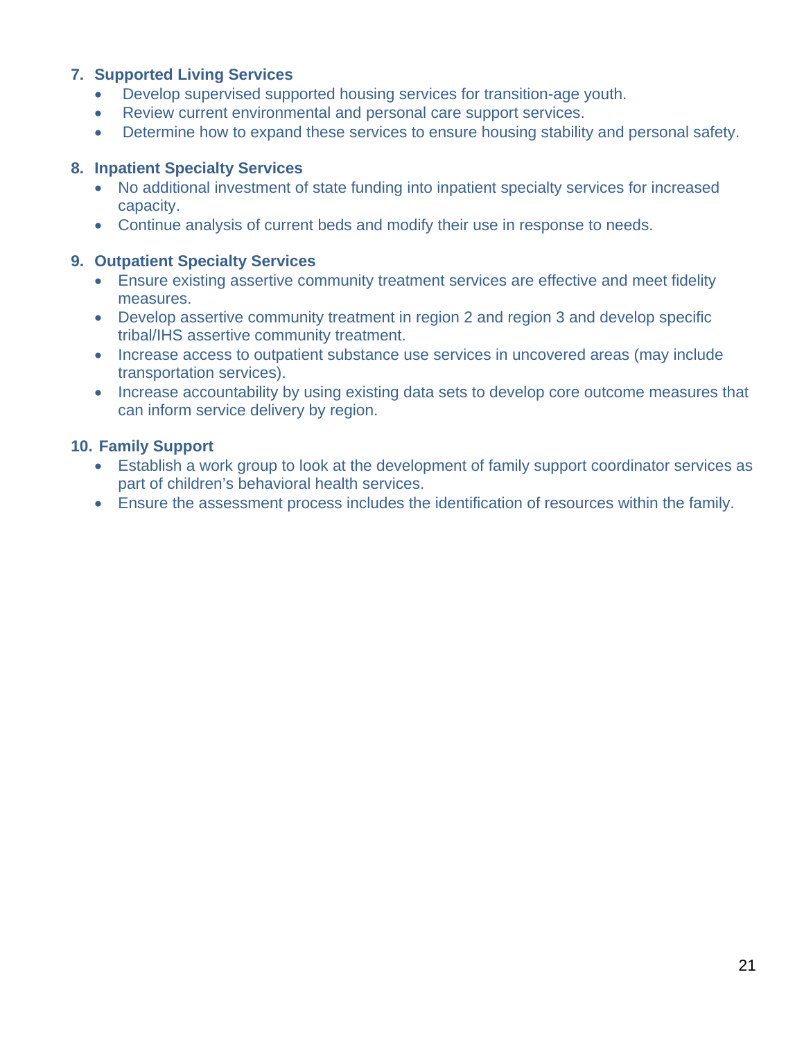7. **Supported Living Services**
    - Develop supervised supported housing services for transition-age youth.
    - Review current environmental and personal care support services.
    - Determine how to expand these services to ensure housing stability and personal safety.

8. **Inpatient Specialty Services**
    - No additional investment of state funding into inpatient specialty services for increased capacity.
    - Continue analysis of current beds and modify their use in response to needs.

9. **Outpatient Specialty Services**
    - Ensure existing assertive community treatment services are effective and meet fidelity measures.
    - Develop assertive community treatment in region 2 and region 3 and develop specific tribal/IHS assertive community treatment.
    - Increase access to outpatient substance use services in uncovered areas (may include transportation services).
    - Increase accountability by using existing data sets to develop core outcome measures that can inform service delivery by region.

10. **Family Support**
    - Establish a work group to look at the development of family support coordinator services as part of children's behavioral health services.
    - Ensure the assessment process includes the identification of resources within the family.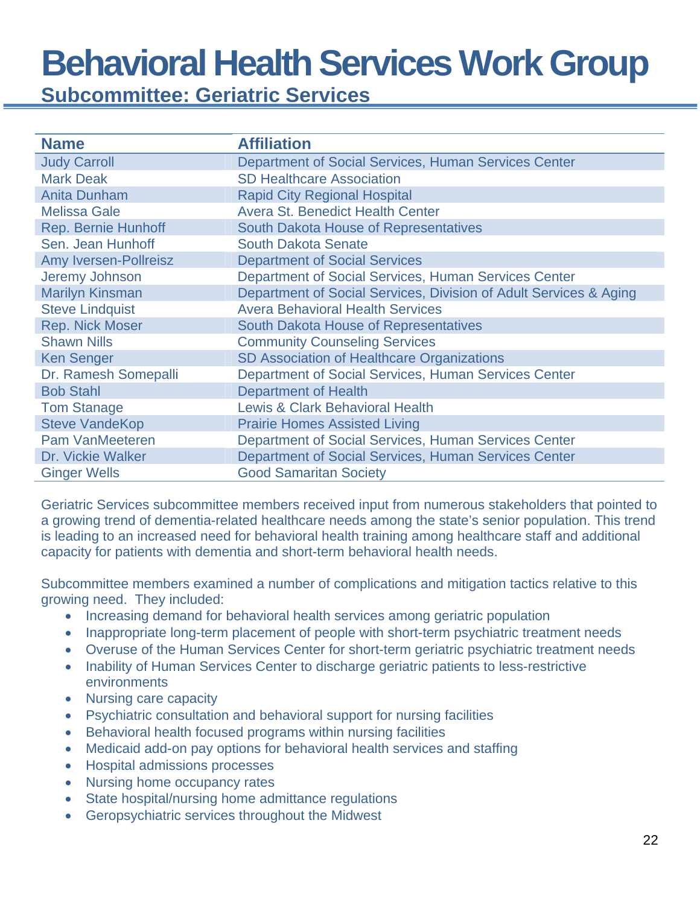# Behavioral Health Services Work Group

## Subcommittee: Geriatric Services

| Name | Affiliation |
|---|---|
| Judy Carroll | Department of Social Services, Human Services Center |
| Mark Deak | SD Healthcare Association |
| Anita Dunham | Rapid City Regional Hospital |
| Melissa Gale | Avera St. Benedict Health Center |
| Rep. Bernie Hunhoff | South Dakota House of Representatives |
| Sen. Jean Hunhoff | South Dakota Senate |
| Amy Iversen-Pollreisz | Department of Social Services |
| Jeremy Johnson | Department of Social Services, Human Services Center |
| Marilyn Kinsman | Department of Social Services, Division of Adult Services & Aging |
| Steve Lindquist | Avera Behavioral Health Services |
| Rep. Nick Moser | South Dakota House of Representatives |
| Shawn Nills | Community Counseling Services |
| Ken Senger | SD Association of Healthcare Organizations |
| Dr. Ramesh Somepalli | Department of Social Services, Human Services Center |
| Bob Stahl | Department of Health |
| Tom Stanage | Lewis & Clark Behavioral Health |
| Steve VandeKop | Prairie Homes Assisted Living |
| Pam VanMeeteren | Department of Social Services, Human Services Center |
| Dr. Vickie Walker | Department of Social Services, Human Services Center |
| Ginger Wells | Good Samaritan Society |

Geriatric Services subcommittee members received input from numerous stakeholders that pointed to a growing trend of dementia-related healthcare needs among the state's senior population. This trend is leading to an increased need for behavioral health training among healthcare staff and additional capacity for patients with dementia and short-term behavioral health needs.

Subcommittee members examined a number of complications and mitigation tactics relative to this growing need. They included:

- Increasing demand for behavioral health services among geriatric population
- Inappropriate long-term placement of people with short-term psychiatric treatment needs
- Overuse of the Human Services Center for short-term geriatric psychiatric treatment needs
- Inability of Human Services Center to discharge geriatric patients to less-restrictive environments
- Nursing care capacity
- Psychiatric consultation and behavioral support for nursing facilities
- Behavioral health focused programs within nursing facilities
- Medicaid add-on pay options for behavioral health services and staffing
- Hospital admissions processes
- Nursing home occupancy rates
- State hospital/nursing home admittance regulations
- Geropsychiatric services throughout the Midwest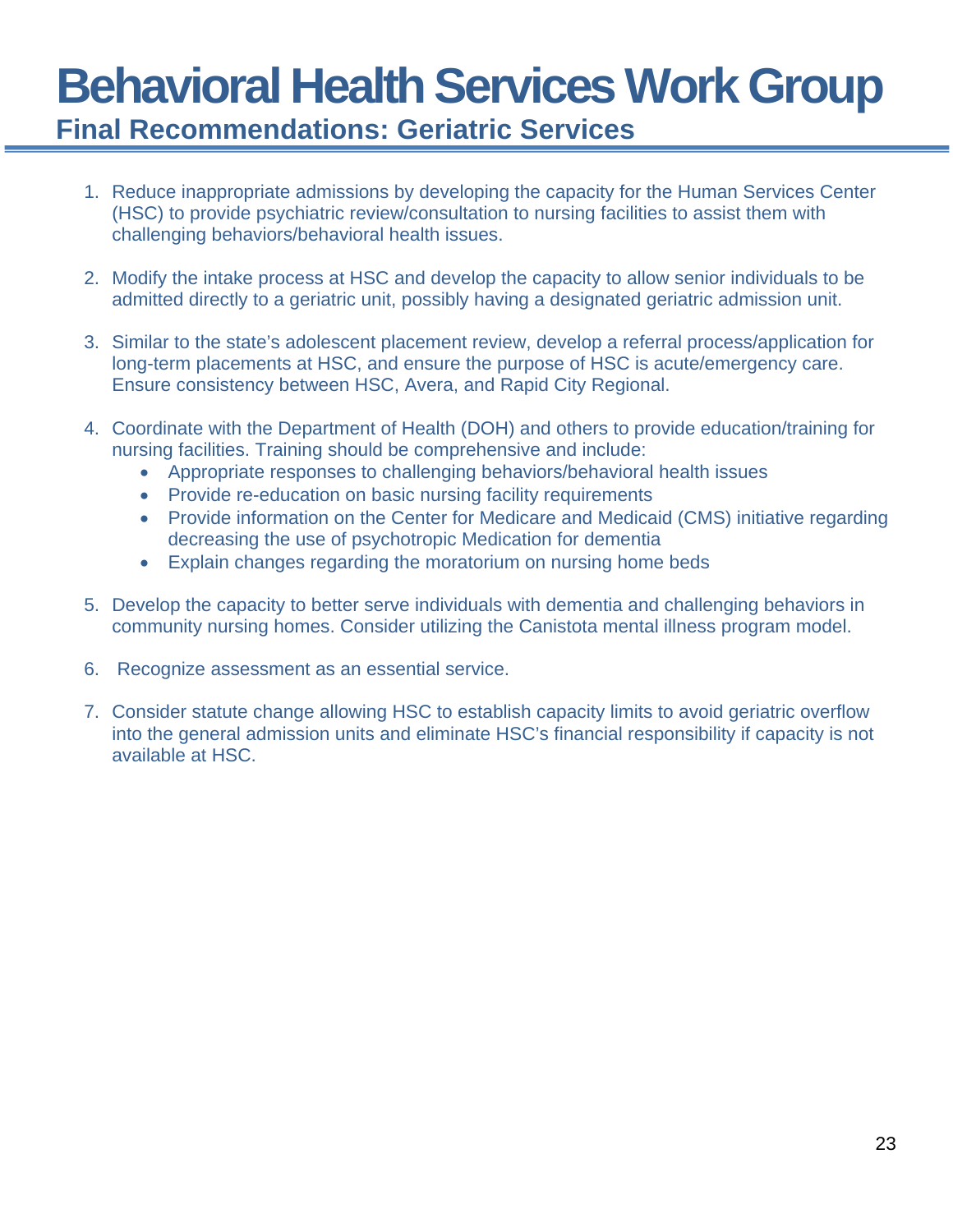# Behavioral Health Services Work Group

## Final Recommendations: Geriatric Services

1. Reduce inappropriate admissions by developing the capacity for the Human Services Center (HSC) to provide psychiatric review/consultation to nursing facilities to assist them with challenging behaviors/behavioral health issues.

2. Modify the intake process at HSC and develop the capacity to allow senior individuals to be admitted directly to a geriatric unit, possibly having a designated geriatric admission unit.

3. Similar to the state's adolescent placement review, develop a referral process/application for long-term placements at HSC, and ensure the purpose of HSC is acute/emergency care. Ensure consistency between HSC, Avera, and Rapid City Regional.

4. Coordinate with the Department of Health (DOH) and others to provide education/training for nursing facilities. Training should be comprehensive and include:
   - Appropriate responses to challenging behaviors/behavioral health issues
   - Provide re-education on basic nursing facility requirements
   - Provide information on the Center for Medicare and Medicaid (CMS) initiative regarding decreasing the use of psychotropic Medication for dementia
   - Explain changes regarding the moratorium on nursing home beds

5. Develop the capacity to better serve individuals with dementia and challenging behaviors in community nursing homes. Consider utilizing the Canistota mental illness program model.

6. Recognize assessment as an essential service.

7. Consider statute change allowing HSC to establish capacity limits to avoid geriatric overflow into the general admission units and eliminate HSC's financial responsibility if capacity is not available at HSC.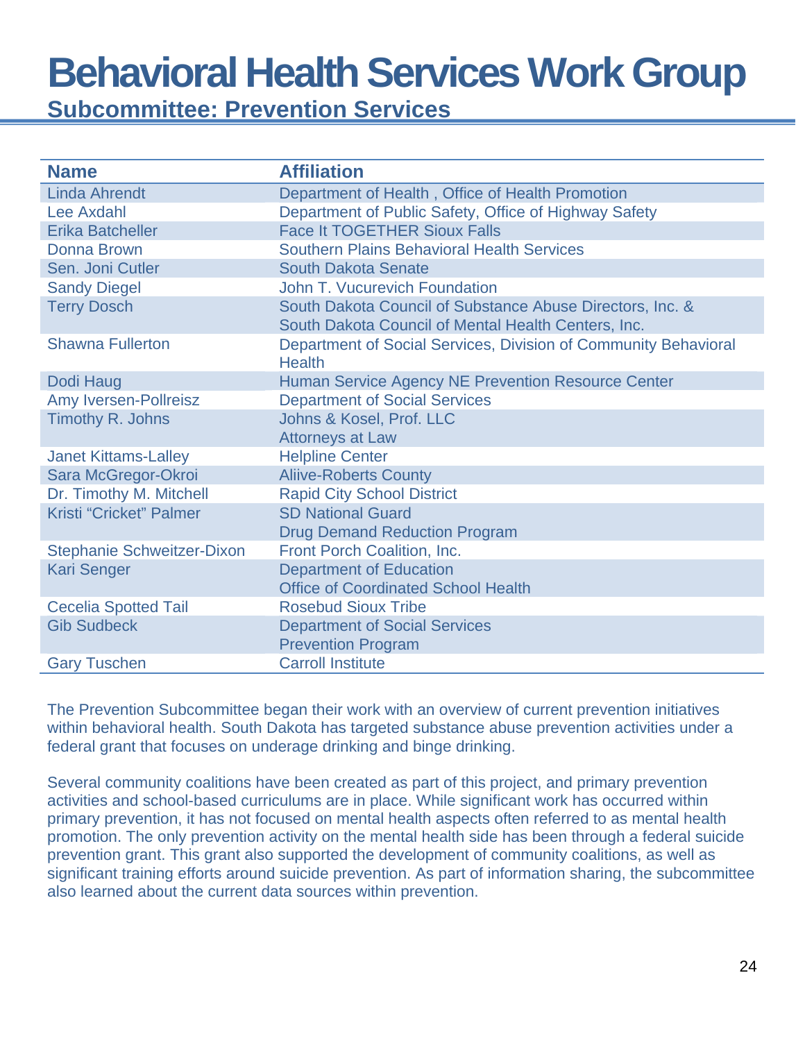# Behavioral Health Services Work Group

## Subcommittee: Prevention Services

| Name | Affiliation |
|---|---|
| Linda Ahrendt | Department of Health , Office of Health Promotion |
| Lee Axdahl | Department of Public Safety, Office of Highway Safety |
| Erika Batcheller | Face It TOGETHER Sioux Falls |
| Donna Brown | Southern Plains Behavioral Health Services |
| Sen. Joni Cutler | South Dakota Senate |
| Sandy Diegel | John T. Vucurevich Foundation |
| Terry Dosch | South Dakota Council of Substance Abuse Directors, Inc. & South Dakota Council of Mental Health Centers, Inc. |
| Shawna Fullerton | Department of Social Services, Division of Community Behavioral Health |
| Dodi Haug | Human Service Agency NE Prevention Resource Center |
| Amy Iversen-Pollreisz | Department of Social Services |
| Timothy R. Johns | Johns & Kosel, Prof. LLC Attorneys at Law |
| Janet Kittams-Lalley | Helpline Center |
| Sara McGregor-Okroi | Aliive-Roberts County |
| Dr. Timothy M. Mitchell | Rapid City School District |
| Kristi "Cricket" Palmer | SD National Guard Drug Demand Reduction Program |
| Stephanie Schweitzer-Dixon | Front Porch Coalition, Inc. |
| Kari Senger | Department of Education Office of Coordinated School Health |
| Cecelia Spotted Tail | Rosebud Sioux Tribe |
| Gib Sudbeck | Department of Social Services Prevention Program |
| Gary Tuschen | Carroll Institute |

The Prevention Subcommittee began their work with an overview of current prevention initiatives within behavioral health. South Dakota has targeted substance abuse prevention activities under a federal grant that focuses on underage drinking and binge drinking.

Several community coalitions have been created as part of this project, and primary prevention activities and school-based curriculums are in place. While significant work has occurred within primary prevention, it has not focused on mental health aspects often referred to as mental health promotion. The only prevention activity on the mental health side has been through a federal suicide prevention grant. This grant also supported the development of community coalitions, as well as significant training efforts around suicide prevention. As part of information sharing, the subcommittee also learned about the current data sources within prevention.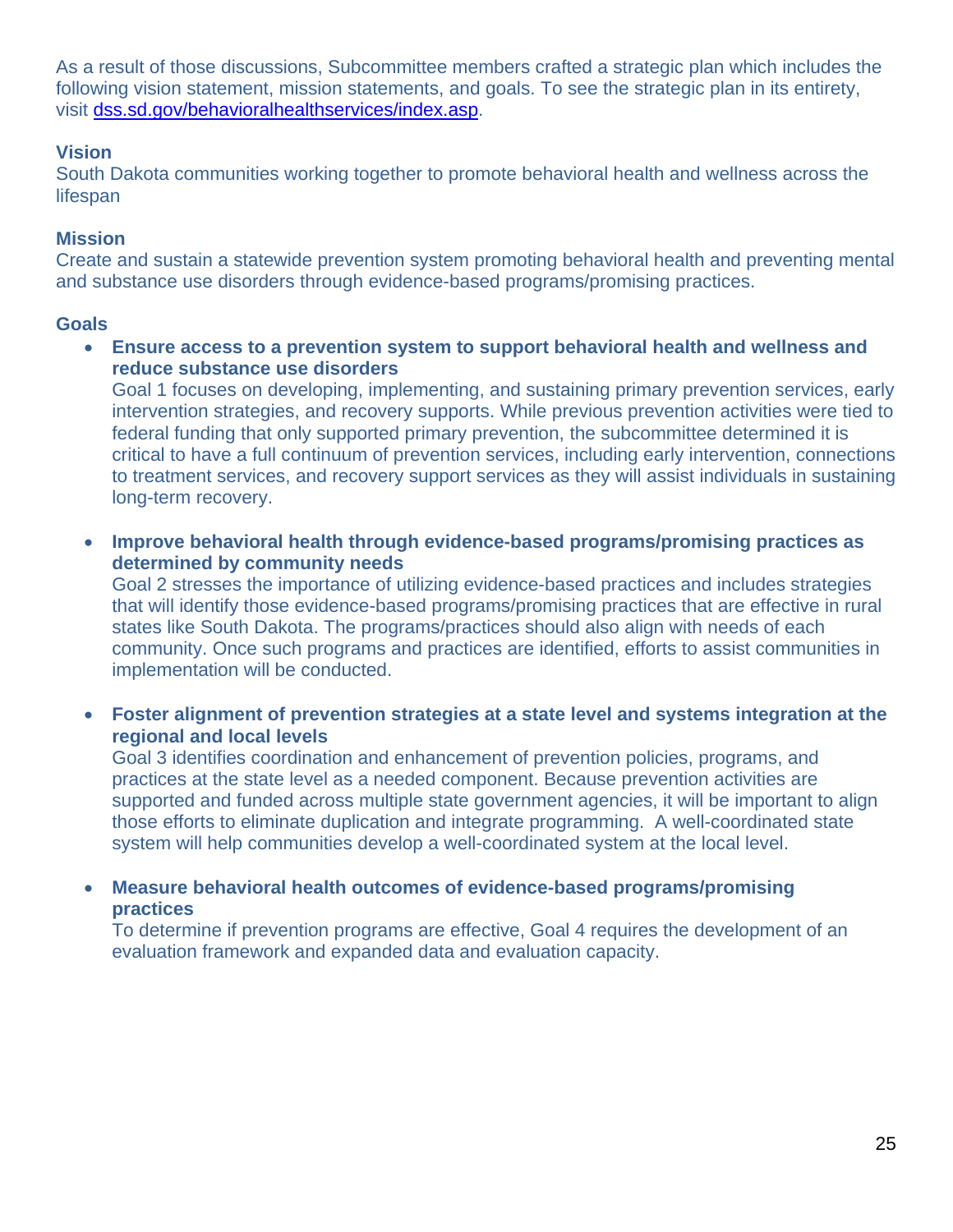As a result of those discussions, Subcommittee members crafted a strategic plan which includes the following vision statement, mission statements, and goals. To see the strategic plan in its entirety, visit [dss.sd.gov/behavioralhealthservices/index.asp](dss.sd.gov/behavioralhealthservices/index.asp).

### Vision

South Dakota communities working together to promote behavioral health and wellness across the lifespan

### Mission

Create and sustain a statewide prevention system promoting behavioral health and preventing mental and substance use disorders through evidence-based programs/promising practices.

### Goals

- **Ensure access to a prevention system to support behavioral health and wellness and reduce substance use disorders**
  Goal 1 focuses on developing, implementing, and sustaining primary prevention services, early intervention strategies, and recovery supports. While previous prevention activities were tied to federal funding that only supported primary prevention, the subcommittee determined it is critical to have a full continuum of prevention services, including early intervention, connections to treatment services, and recovery support services as they will assist individuals in sustaining long-term recovery.

- **Improve behavioral health through evidence-based programs/promising practices as determined by community needs**
  Goal 2 stresses the importance of utilizing evidence-based practices and includes strategies that will identify those evidence-based programs/promising practices that are effective in rural states like South Dakota. The programs/practices should also align with needs of each community. Once such programs and practices are identified, efforts to assist communities in implementation will be conducted.

- **Foster alignment of prevention strategies at a state level and systems integration at the regional and local levels**
  Goal 3 identifies coordination and enhancement of prevention policies, programs, and practices at the state level as a needed component. Because prevention activities are supported and funded across multiple state government agencies, it will be important to align those efforts to eliminate duplication and integrate programming. A well-coordinated state system will help communities develop a well-coordinated system at the local level.

- **Measure behavioral health outcomes of evidence-based programs/promising practices**
  To determine if prevention programs are effective, Goal 4 requires the development of an evaluation framework and expanded data and evaluation capacity.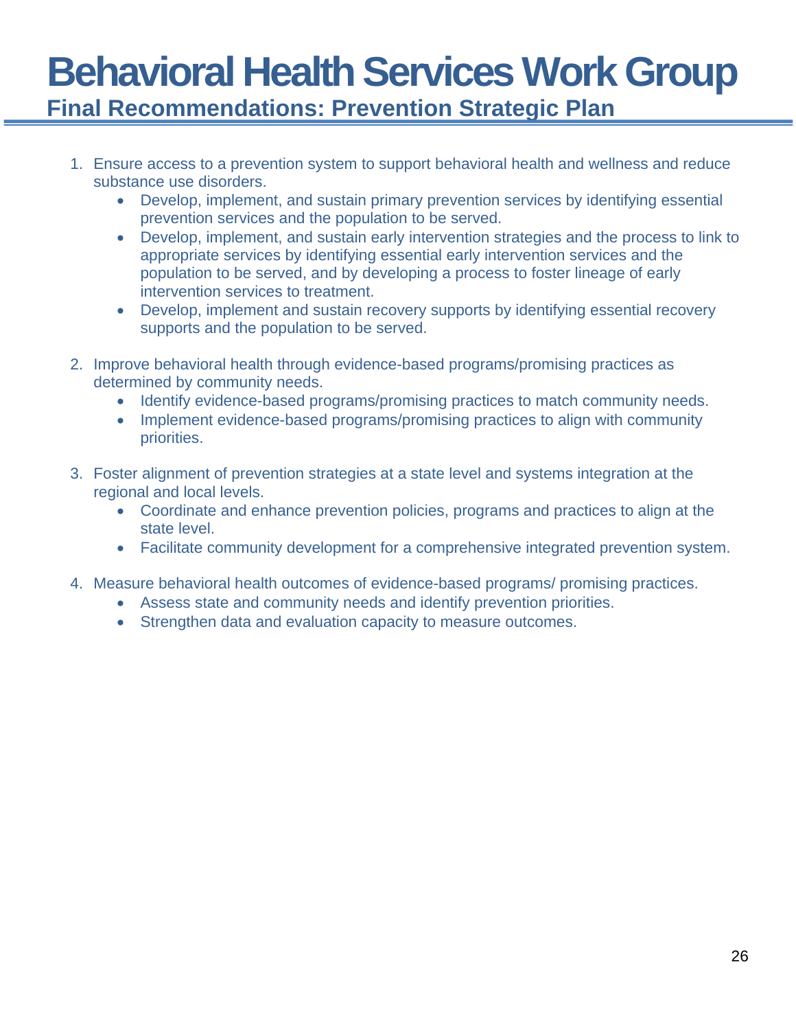# Behavioral Health Services Work Group

## Final Recommendations: Prevention Strategic Plan

1. Ensure access to a prevention system to support behavioral health and wellness and reduce substance use disorders.
    - Develop, implement, and sustain primary prevention services by identifying essential prevention services and the population to be served.
    - Develop, implement, and sustain early intervention strategies and the process to link to appropriate services by identifying essential early intervention services and the population to be served, and by developing a process to foster lineage of early intervention services to treatment.
    - Develop, implement and sustain recovery supports by identifying essential recovery supports and the population to be served.

2. Improve behavioral health through evidence-based programs/promising practices as determined by community needs.
    - Identify evidence-based programs/promising practices to match community needs.
    - Implement evidence-based programs/promising practices to align with community priorities.

3. Foster alignment of prevention strategies at a state level and systems integration at the regional and local levels.
    - Coordinate and enhance prevention policies, programs and practices to align at the state level.
    - Facilitate community development for a comprehensive integrated prevention system.

4. Measure behavioral health outcomes of evidence-based programs/ promising practices.
    - Assess state and community needs and identify prevention priorities.
    - Strengthen data and evaluation capacity to measure outcomes.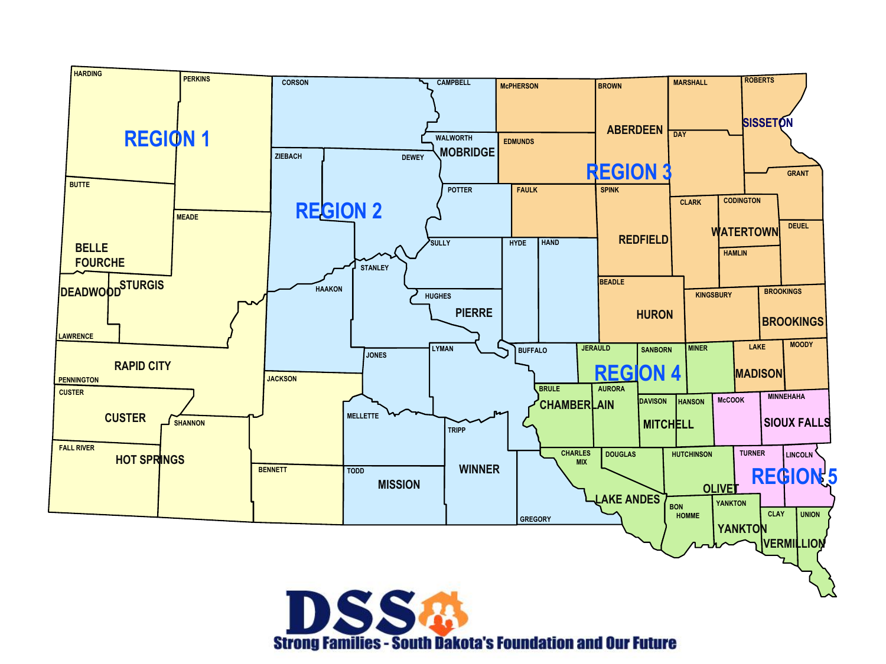HARDING
PERKINS
REGION 1
BUTTE
MEADE
BELLE FOURCHE
DEADWOOD
STURGIS
LAWRENCE
RAPID CITY
PENNINGTON
CUSTER
CUSTER
SHANNON
FALL RIVER
HOT SPRINGS

CORSON
CAMPBELL
WALWORTH
MOBRIDGE
ZIEBACH
DEWEY
REGION 2
POTTER
SULLY
STANLEY
HAAKON
HUGHES
PIERRE
HYDE
HAND
JONES
LYMAN
BUFFALO
JACKSON
MELLETTE
TRIPP
BENNETT
TODD
MISSION
WINNER
GREGORY

McPHERSON
BROWN
MARSHALL
ROBERTS
SISSETON
ABERDEEN
DAY
EDMUNDS
REGION 3
GRANT
FAULK
SPINK
CLARK
CODINGTON
WATERTOWN
DEUEL
REDFIELD
HAMLIN
BEADLE
HURON
KINGSBURY
BROOKINGS
BROOKINGS
LAKE
MOODY
MADISON

JERAULD
SANBORN
MINER
REGION 4
BRULE
AURORA
CHAMBERLAIN
DAVISON
HANSON
MITCHELL
CHARLES MIX
DOUGLAS
HUTCHINSON
OLIVET
LAKE ANDES
BON HOMME
YANKTON
YANKTON
CLAY
UNION
VERMILLION

McCOOK
MINNEHAHA
SIOUX FALLS
TURNER
LINCOLN
REGION 5

DSS
Strong Families - South Dakota's Foundation and Our Future